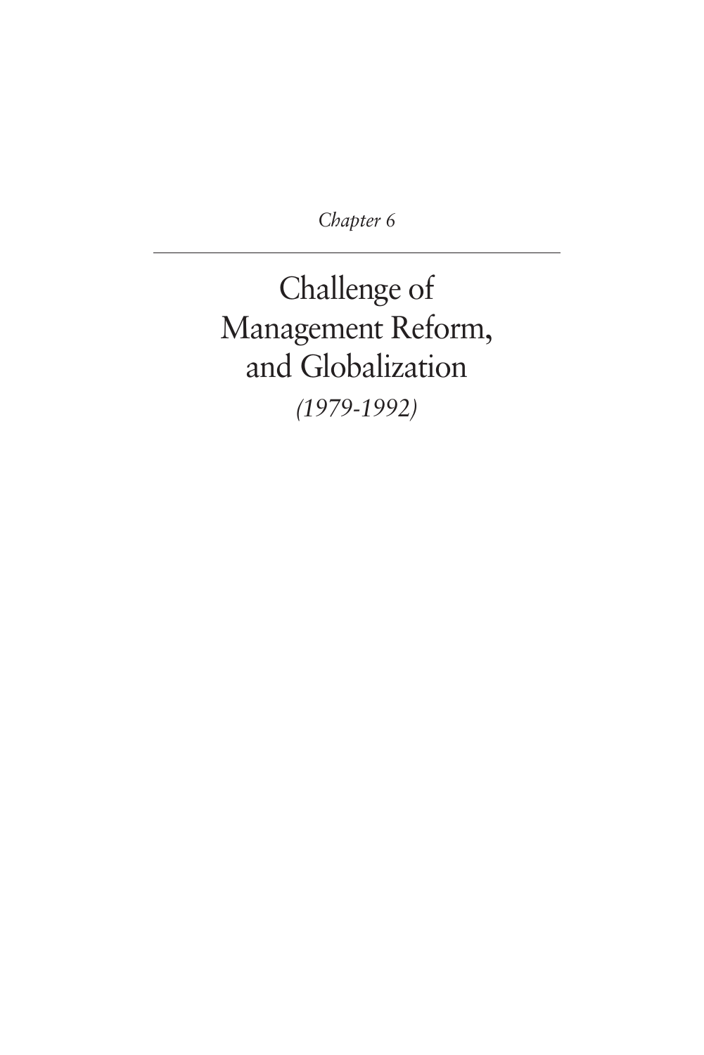*Chapter 6*

# Challenge of Management Reform, and Globalization

*(1979-1992)*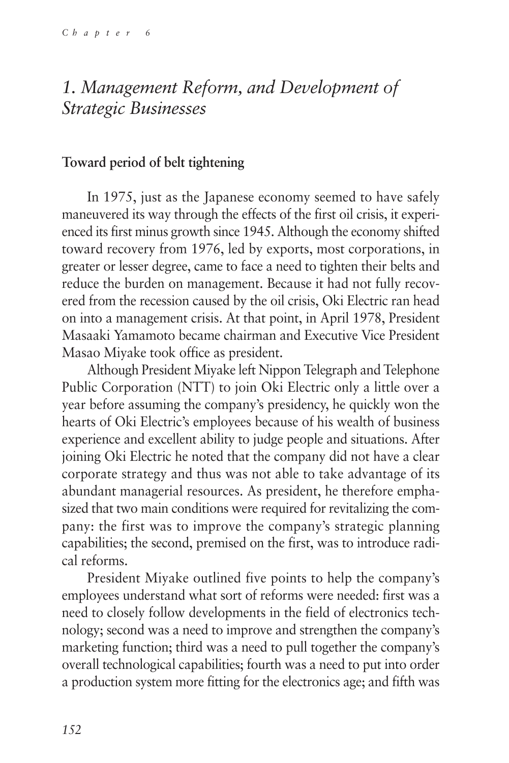# 1. Management Reform, and Development of Strategic Businesses

## Toward period of belt tightening

In 1975, just as the Japanese economy seemed to have safely maneuvered its way through the effects of the first oil crisis, it experienced its first minus growth since 1945. Although the economy shifted toward recovery from 1976, led by exports, most corporations, in greater or lesser degree, came to face a need to tighten their belts and reduce the burden on management. Because it had not fully recovered from the recession caused by the oil crisis, Oki Electric ran head on into a management crisis. At that point, in April 1978, President Masaaki Yamamoto became chairman and Executive Vice President Masao Miyake took office as president.

Although President Miyake left Nippon Telegraph and Telephone Public Corporation (NTT) to join Oki Electric only a little over a year before assuming the company's presidency, he quickly won the hearts of Oki Electric's employees because of his wealth of business experience and excellent ability to judge people and situations. After joining Oki Electric he noted that the company did not have a clear corporate strategy and thus was not able to take advantage of its abundant managerial resources. As president, he therefore emphasized that two main conditions were required for revitalizing the company: the first was to improve the company's strategic planning capabilities; the second, premised on the first, was to introduce radical reforms.

President Miyake outlined five points to help the company's employees understand what sort of reforms were needed: first was a need to closely follow developments in the field of electronics technology; second was a need to improve and strengthen the company's marketing function; third was a need to pull together the company's overall technological capabilities; fourth was a need to put into order a production system more fitting for the electronics age; and fifth was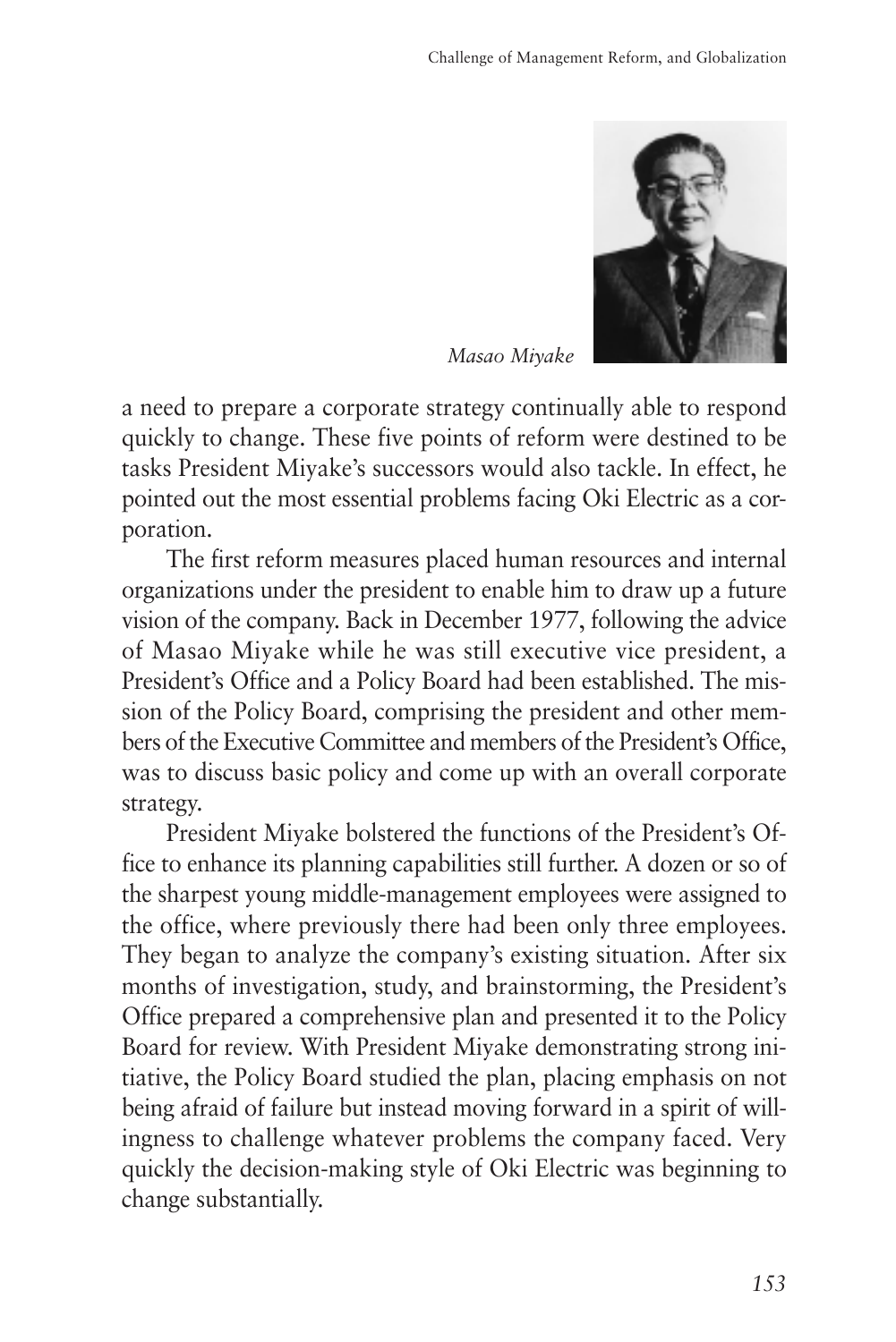*Masao Miyake*

a need to prepare a corporate strategy continually able to respond quickly to change. These five points of reform were destined to be tasks President Miyake's successors would also tackle. In effect, he pointed out the most essential problems facing Oki Electric as a corporation.

The first reform measures placed human resources and internal organizations under the president to enable him to draw up a future vision of the company. Back in December 1977, following the advice of Masao Miyake while he was still executive vice president, a President's Office and a Policy Board had been established. The mission of the Policy Board, comprising the president and other members of the Executive Committee and members of the President's Office, was to discuss basic policy and come up with an overall corporate strategy.

President Miyake bolstered the functions of the President's Office to enhance its planning capabilities still further. A dozen or so of the sharpest young middle-management employees were assigned to the office, where previously there had been only three employees. They began to analyze the company's existing situation. After six months of investigation, study, and brainstorming, the President's Office prepared a comprehensive plan and presented it to the Policy Board for review. With President Miyake demonstrating strong initiative, the Policy Board studied the plan, placing emphasis on not being afraid of failure but instead moving forward in a spirit of willingness to challenge whatever problems the company faced. Very quickly the decision-making style of Oki Electric was beginning to change substantially.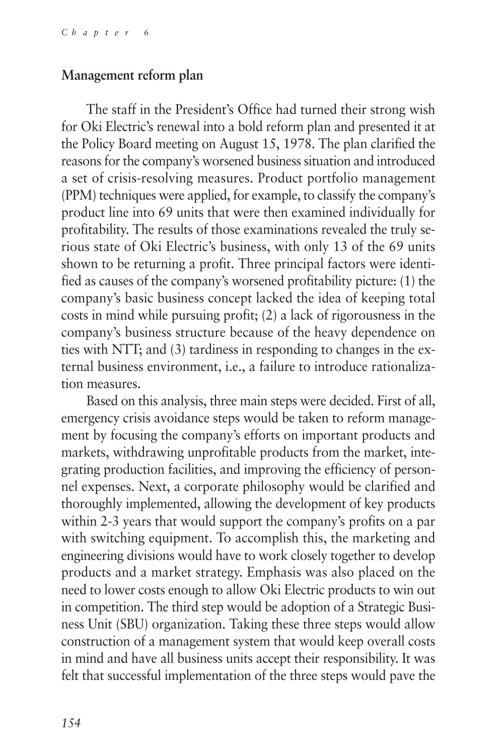## Management reform plan

The staff in the President's Office had turned their strong wish for Oki Electric's renewal into a bold reform plan and presented it at the Policy Board meeting on August 15, 1978. The plan clarified the reasons for the company's worsened business situation and introduced a set of crisis-resolving measures. Product portfolio management (PPM) techniques were applied, for example, to classify the company's product line into 69 units that were then examined individually for profitability. The results of those examinations revealed the truly serious state of Oki Electric's business, with only 13 of the 69 units shown to be returning a profit. Three principal factors were identified as causes of the company's worsened profitability picture: (1) the company's basic business concept lacked the idea of keeping total costs in mind while pursuing profit; (2) a lack of rigorousness in the company's business structure because of the heavy dependence on ties with NTT; and (3) tardiness in responding to changes in the external business environment, i.e., a failure to introduce rationalization measures.

Based on this analysis, three main steps were decided. First of all, emergency crisis avoidance steps would be taken to reform management by focusing the company's efforts on important products and markets, withdrawing unprofitable products from the market, integrating production facilities, and improving the efficiency of personnel expenses. Next, a corporate philosophy would be clarified and thoroughly implemented, allowing the development of key products within 2-3 years that would support the company's profits on a par with switching equipment. To accomplish this, the marketing and engineering divisions would have to work closely together to develop products and a market strategy. Emphasis was also placed on the need to lower costs enough to allow Oki Electric products to win out in competition. The third step would be adoption of a Strategic Business Unit (SBU) organization. Taking these three steps would allow construction of a management system that would keep overall costs in mind and have all business units accept their responsibility. It was felt that successful implementation of the three steps would pave the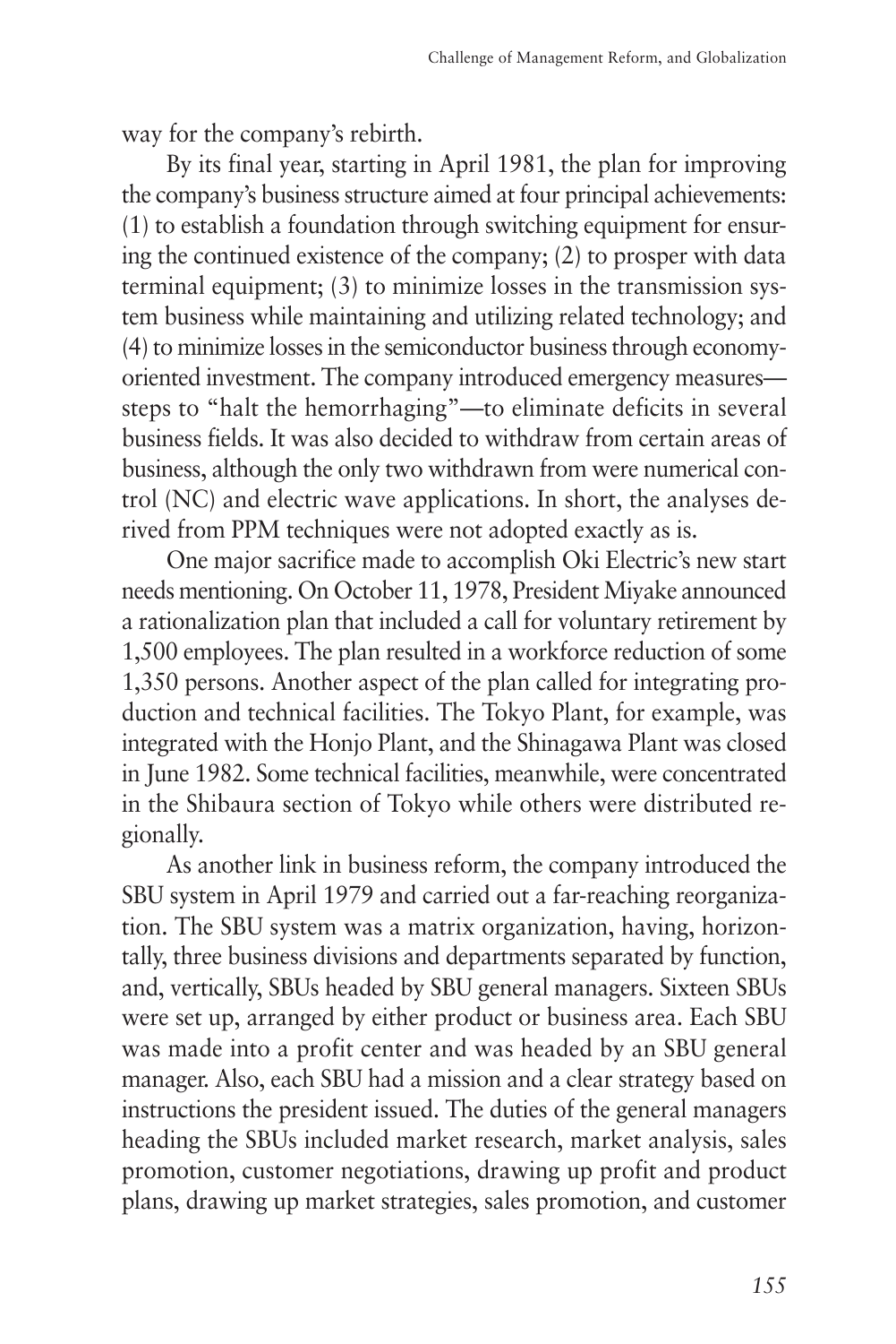way for the company's rebirth.

By its final year, starting in April 1981, the plan for improving the company's business structure aimed at four principal achievements: (1) to establish a foundation through switching equipment for ensuring the continued existence of the company; (2) to prosper with data terminal equipment; (3) to minimize losses in the transmission system business while maintaining and utilizing related technology; and (4) to minimize losses in the semiconductor business through economy-oriented investment. The company introduced emergency measures—steps to "halt the hemorrhaging"—to eliminate deficits in several business fields. It was also decided to withdraw from certain areas of business, although the only two withdrawn from were numerical control (NC) and electric wave applications. In short, the analyses derived from PPM techniques were not adopted exactly as is.

One major sacrifice made to accomplish Oki Electric's new start needs mentioning. On October 11, 1978, President Miyake announced a rationalization plan that included a call for voluntary retirement by 1,500 employees. The plan resulted in a workforce reduction of some 1,350 persons. Another aspect of the plan called for integrating production and technical facilities. The Tokyo Plant, for example, was integrated with the Honjo Plant, and the Shinagawa Plant was closed in June 1982. Some technical facilities, meanwhile, were concentrated in the Shibaura section of Tokyo while others were distributed regionally.

As another link in business reform, the company introduced the SBU system in April 1979 and carried out a far-reaching reorganization. The SBU system was a matrix organization, having, horizontally, three business divisions and departments separated by function, and, vertically, SBUs headed by SBU general managers. Sixteen SBUs were set up, arranged by either product or business area. Each SBU was made into a profit center and was headed by an SBU general manager. Also, each SBU had a mission and a clear strategy based on instructions the president issued. The duties of the general managers heading the SBUs included market research, market analysis, sales promotion, customer negotiations, drawing up profit and product plans, drawing up market strategies, sales promotion, and customer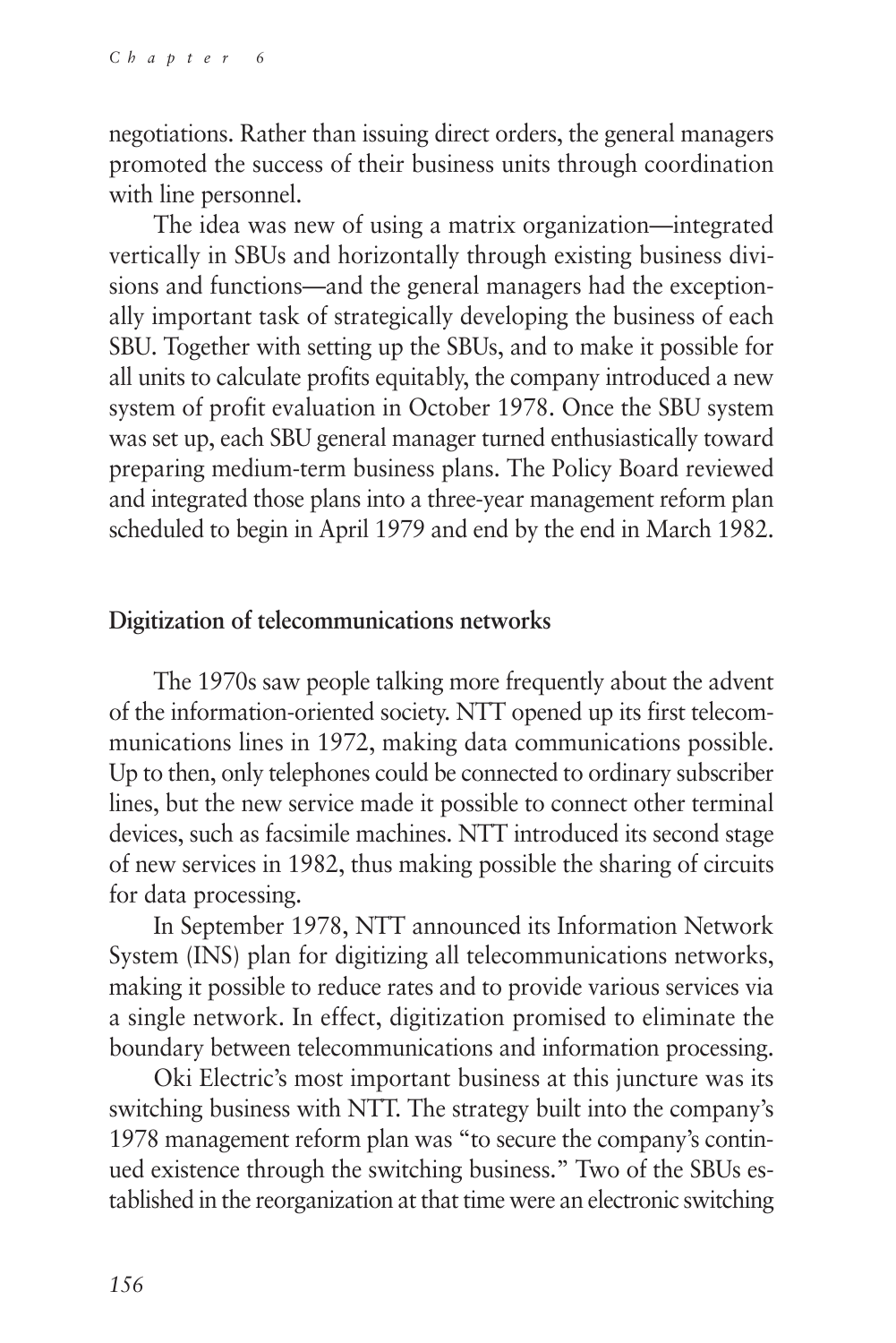negotiations. Rather than issuing direct orders, the general managers promoted the success of their business units through coordination with line personnel.

The idea was new of using a matrix organization—integrated vertically in SBUs and horizontally through existing business divisions and functions—and the general managers had the exceptionally important task of strategically developing the business of each SBU. Together with setting up the SBUs, and to make it possible for all units to calculate profits equitably, the company introduced a new system of profit evaluation in October 1978. Once the SBU system was set up, each SBU general manager turned enthusiastically toward preparing medium-term business plans. The Policy Board reviewed and integrated those plans into a three-year management reform plan scheduled to begin in April 1979 and end by the end in March 1982.

## Digitization of telecommunications networks

The 1970s saw people talking more frequently about the advent of the information-oriented society. NTT opened up its first telecommunications lines in 1972, making data communications possible. Up to then, only telephones could be connected to ordinary subscriber lines, but the new service made it possible to connect other terminal devices, such as facsimile machines. NTT introduced its second stage of new services in 1982, thus making possible the sharing of circuits for data processing.

In September 1978, NTT announced its Information Network System (INS) plan for digitizing all telecommunications networks, making it possible to reduce rates and to provide various services via a single network. In effect, digitization promised to eliminate the boundary between telecommunications and information processing.

Oki Electric's most important business at this juncture was its switching business with NTT. The strategy built into the company's 1978 management reform plan was "to secure the company's continued existence through the switching business." Two of the SBUs established in the reorganization at that time were an electronic switching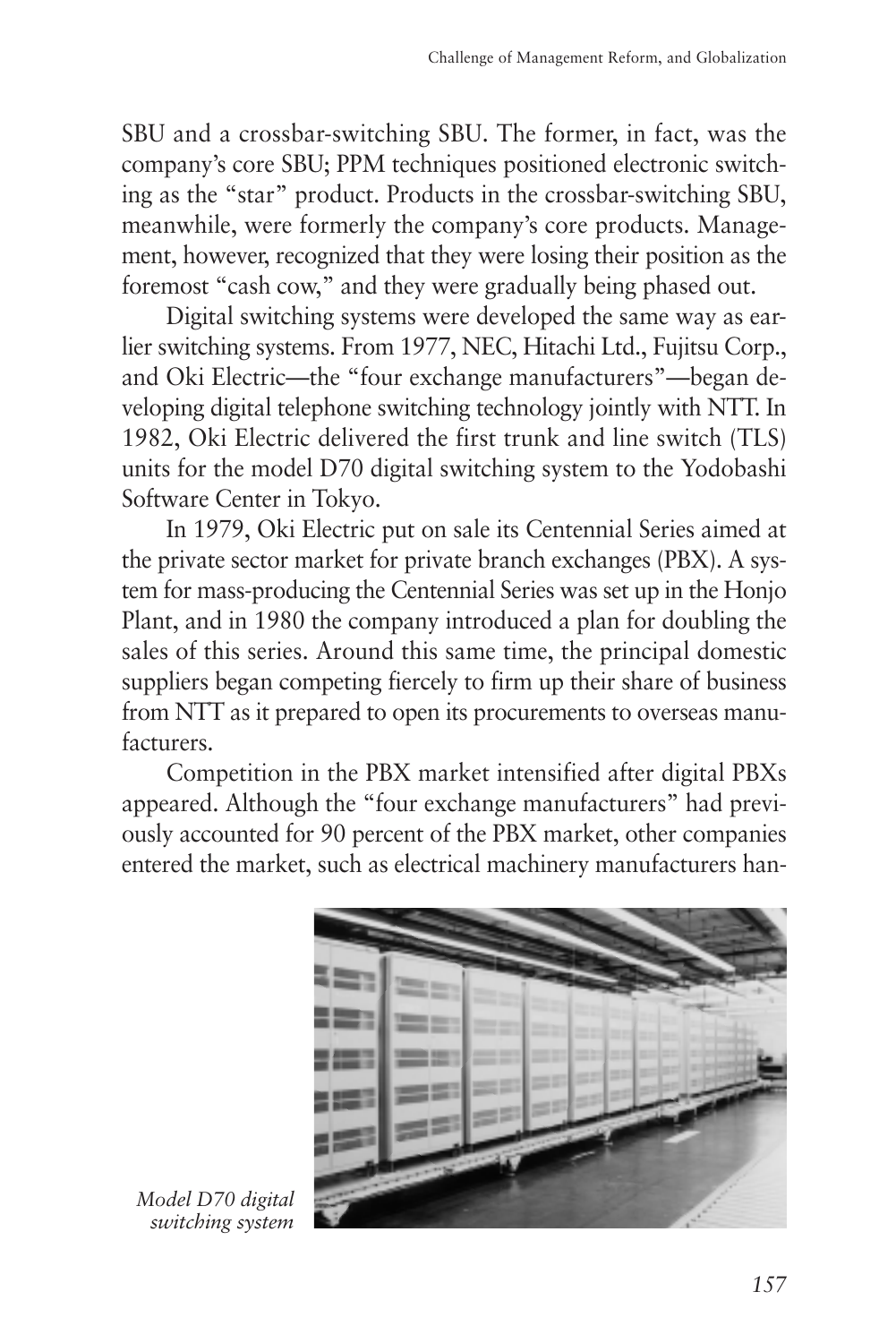SBU and a crossbar-switching SBU. The former, in fact, was the company's core SBU; PPM techniques positioned electronic switching as the "star" product. Products in the crossbar-switching SBU, meanwhile, were formerly the company's core products. Management, however, recognized that they were losing their position as the foremost "cash cow," and they were gradually being phased out.

Digital switching systems were developed the same way as earlier switching systems. From 1977, NEC, Hitachi Ltd., Fujitsu Corp., and Oki Electric—the "four exchange manufacturers"—began developing digital telephone switching technology jointly with NTT. In 1982, Oki Electric delivered the first trunk and line switch (TLS) units for the model D70 digital switching system to the Yodobashi Software Center in Tokyo.

In 1979, Oki Electric put on sale its Centennial Series aimed at the private sector market for private branch exchanges (PBX). A system for mass-producing the Centennial Series was set up in the Honjo Plant, and in 1980 the company introduced a plan for doubling the sales of this series. Around this same time, the principal domestic suppliers began competing fiercely to firm up their share of business from NTT as it prepared to open its procurements to overseas manufacturers.

Competition in the PBX market intensified after digital PBXs appeared. Although the "four exchange manufacturers" had previously accounted for 90 percent of the PBX market, other companies entered the market, such as electrical machinery manufacturers han-

*Model D70 digital switching system*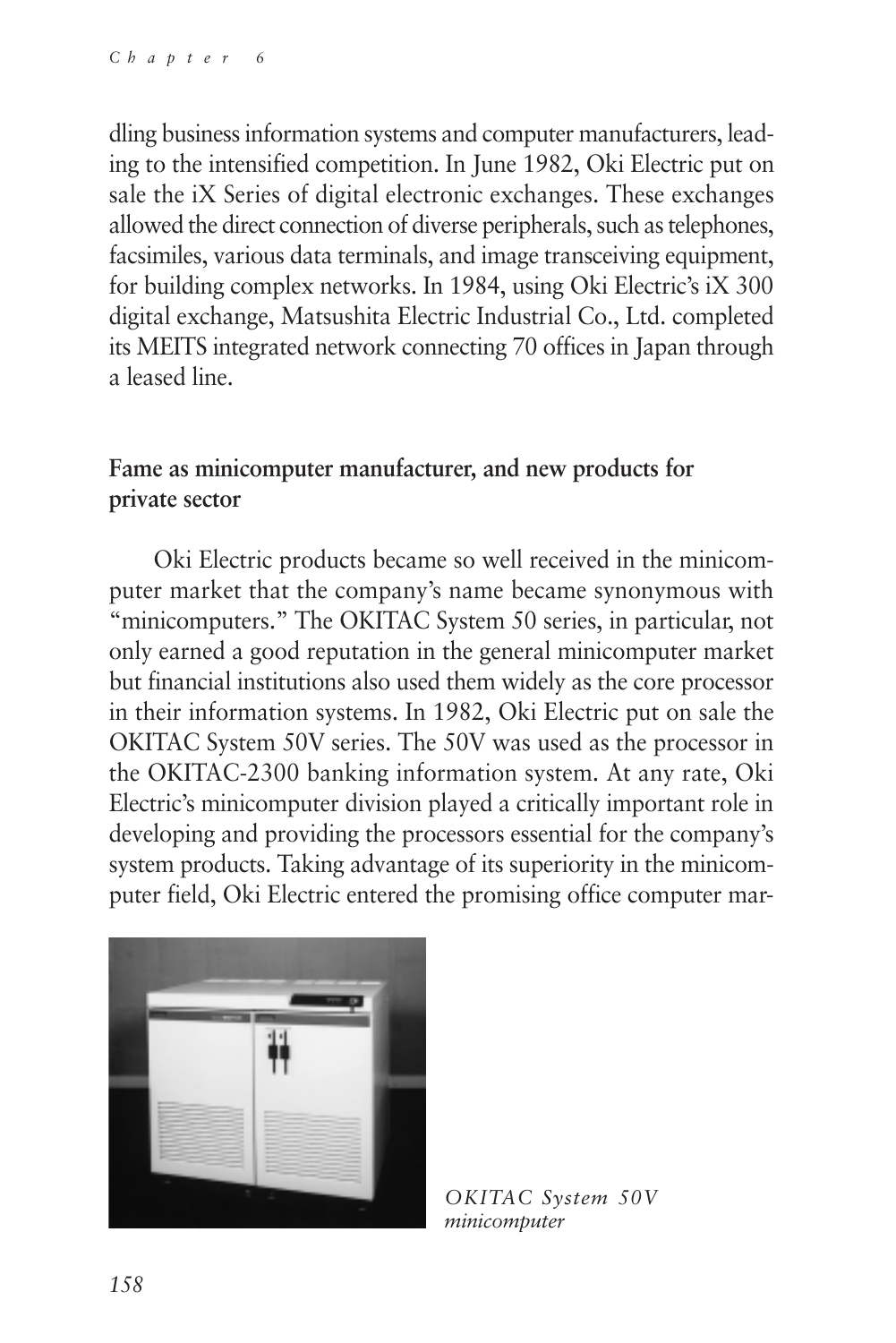dling business information systems and computer manufacturers, leading to the intensified competition. In June 1982, Oki Electric put on sale the iX Series of digital electronic exchanges. These exchanges allowed the direct connection of diverse peripherals, such as telephones, facsimiles, various data terminals, and image transceiving equipment, for building complex networks. In 1984, using Oki Electric's iX 300 digital exchange, Matsushita Electric Industrial Co., Ltd. completed its MEITS integrated network connecting 70 offices in Japan through a leased line.

## Fame as minicomputer manufacturer, and new products for private sector

Oki Electric products became so well received in the minicomputer market that the company's name became synonymous with "minicomputers." The OKITAC System 50 series, in particular, not only earned a good reputation in the general minicomputer market but financial institutions also used them widely as the core processor in their information systems. In 1982, Oki Electric put on sale the OKITAC System 50V series. The 50V was used as the processor in the OKITAC-2300 banking information system. At any rate, Oki Electric's minicomputer division played a critically important role in developing and providing the processors essential for the company's system products. Taking advantage of its superiority in the minicomputer field, Oki Electric entered the promising office computer mar-

*OKITAC System 50V minicomputer*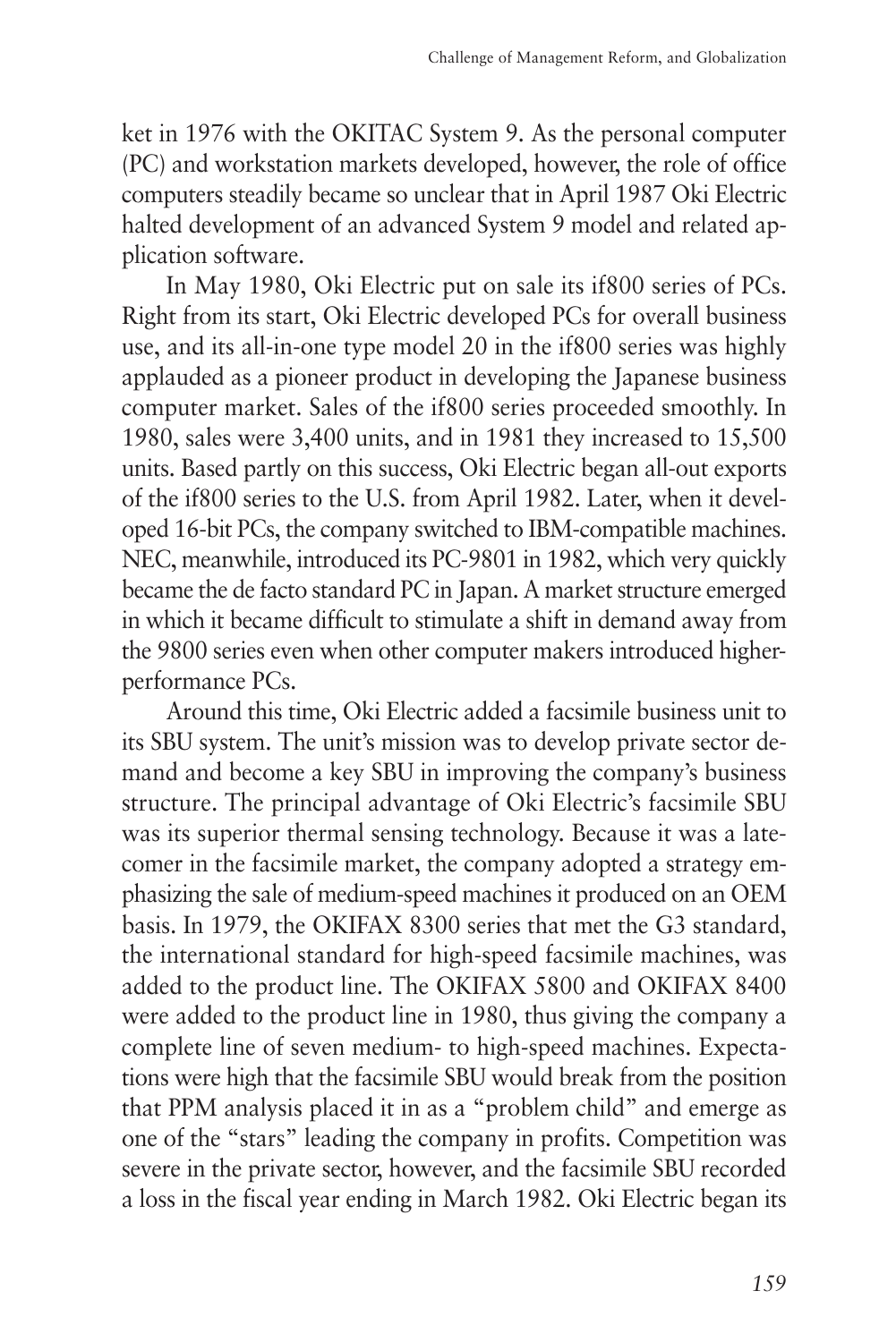ket in 1976 with the OKITAC System 9. As the personal computer (PC) and workstation markets developed, however, the role of office computers steadily became so unclear that in April 1987 Oki Electric halted development of an advanced System 9 model and related application software.

In May 1980, Oki Electric put on sale its if800 series of PCs. Right from its start, Oki Electric developed PCs for overall business use, and its all-in-one type model 20 in the if800 series was highly applauded as a pioneer product in developing the Japanese business computer market. Sales of the if800 series proceeded smoothly. In 1980, sales were 3,400 units, and in 1981 they increased to 15,500 units. Based partly on this success, Oki Electric began all-out exports of the if800 series to the U.S. from April 1982. Later, when it developed 16-bit PCs, the company switched to IBM-compatible machines. NEC, meanwhile, introduced its PC-9801 in 1982, which very quickly became the de facto standard PC in Japan. A market structure emerged in which it became difficult to stimulate a shift in demand away from the 9800 series even when other computer makers introduced higher-performance PCs.

Around this time, Oki Electric added a facsimile business unit to its SBU system. The unit's mission was to develop private sector demand and become a key SBU in improving the company's business structure. The principal advantage of Oki Electric's facsimile SBU was its superior thermal sensing technology. Because it was a latecomer in the facsimile market, the company adopted a strategy emphasizing the sale of medium-speed machines it produced on an OEM basis. In 1979, the OKIFAX 8300 series that met the G3 standard, the international standard for high-speed facsimile machines, was added to the product line. The OKIFAX 5800 and OKIFAX 8400 were added to the product line in 1980, thus giving the company a complete line of seven medium- to high-speed machines. Expectations were high that the facsimile SBU would break from the position that PPM analysis placed it in as a "problem child" and emerge as one of the "stars" leading the company in profits. Competition was severe in the private sector, however, and the facsimile SBU recorded a loss in the fiscal year ending in March 1982. Oki Electric began its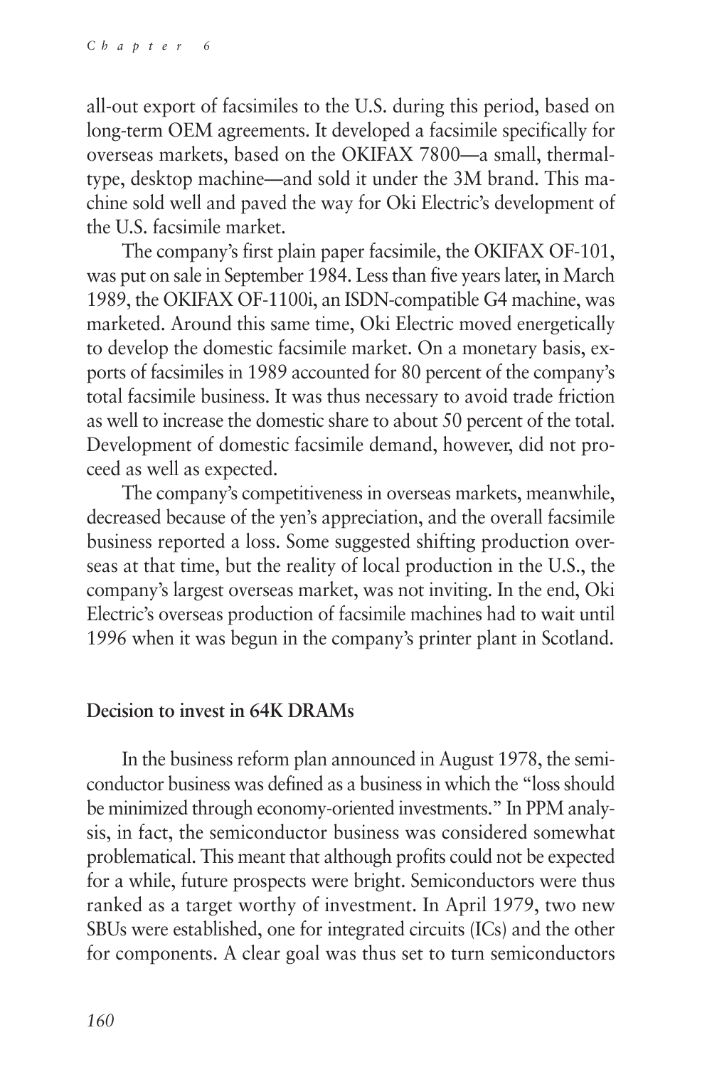all-out export of facsimiles to the U.S. during this period, based on long-term OEM agreements. It developed a facsimile specifically for overseas markets, based on the OKIFAX 7800—a small, thermal-type, desktop machine—and sold it under the 3M brand. This machine sold well and paved the way for Oki Electric's development of the U.S. facsimile market.

The company's first plain paper facsimile, the OKIFAX OF-101, was put on sale in September 1984. Less than five years later, in March 1989, the OKIFAX OF-1100i, an ISDN-compatible G4 machine, was marketed. Around this same time, Oki Electric moved energetically to develop the domestic facsimile market. On a monetary basis, exports of facsimiles in 1989 accounted for 80 percent of the company's total facsimile business. It was thus necessary to avoid trade friction as well to increase the domestic share to about 50 percent of the total. Development of domestic facsimile demand, however, did not proceed as well as expected.

The company's competitiveness in overseas markets, meanwhile, decreased because of the yen's appreciation, and the overall facsimile business reported a loss. Some suggested shifting production overseas at that time, but the reality of local production in the U.S., the company's largest overseas market, was not inviting. In the end, Oki Electric's overseas production of facsimile machines had to wait until 1996 when it was begun in the company's printer plant in Scotland.

### Decision to invest in 64K DRAMs

In the business reform plan announced in August 1978, the semiconductor business was defined as a business in which the "loss should be minimized through economy-oriented investments." In PPM analysis, in fact, the semiconductor business was considered somewhat problematical. This meant that although profits could not be expected for a while, future prospects were bright. Semiconductors were thus ranked as a target worthy of investment. In April 1979, two new SBUs were established, one for integrated circuits (ICs) and the other for components. A clear goal was thus set to turn semiconductors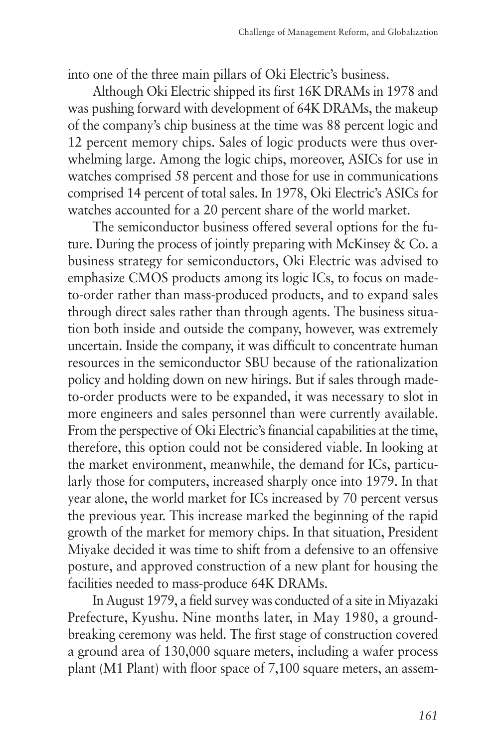into one of the three main pillars of Oki Electric's business.

Although Oki Electric shipped its first 16K DRAMs in 1978 and was pushing forward with development of 64K DRAMs, the makeup of the company's chip business at the time was 88 percent logic and 12 percent memory chips. Sales of logic products were thus overwhelming large. Among the logic chips, moreover, ASICs for use in watches comprised 58 percent and those for use in communications comprised 14 percent of total sales. In 1978, Oki Electric's ASICs for watches accounted for a 20 percent share of the world market.

The semiconductor business offered several options for the future. During the process of jointly preparing with McKinsey & Co. a business strategy for semiconductors, Oki Electric was advised to emphasize CMOS products among its logic ICs, to focus on made-to-order rather than mass-produced products, and to expand sales through direct sales rather than through agents. The business situation both inside and outside the company, however, was extremely uncertain. Inside the company, it was difficult to concentrate human resources in the semiconductor SBU because of the rationalization policy and holding down on new hirings. But if sales through made-to-order products were to be expanded, it was necessary to slot in more engineers and sales personnel than were currently available. From the perspective of Oki Electric's financial capabilities at the time, therefore, this option could not be considered viable. In looking at the market environment, meanwhile, the demand for ICs, particularly those for computers, increased sharply once into 1979. In that year alone, the world market for ICs increased by 70 percent versus the previous year. This increase marked the beginning of the rapid growth of the market for memory chips. In that situation, President Miyake decided it was time to shift from a defensive to an offensive posture, and approved construction of a new plant for housing the facilities needed to mass-produce 64K DRAMs.

In August 1979, a field survey was conducted of a site in Miyazaki Prefecture, Kyushu. Nine months later, in May 1980, a ground-breaking ceremony was held. The first stage of construction covered a ground area of 130,000 square meters, including a wafer process plant (M1 Plant) with floor space of 7,100 square meters, an assem-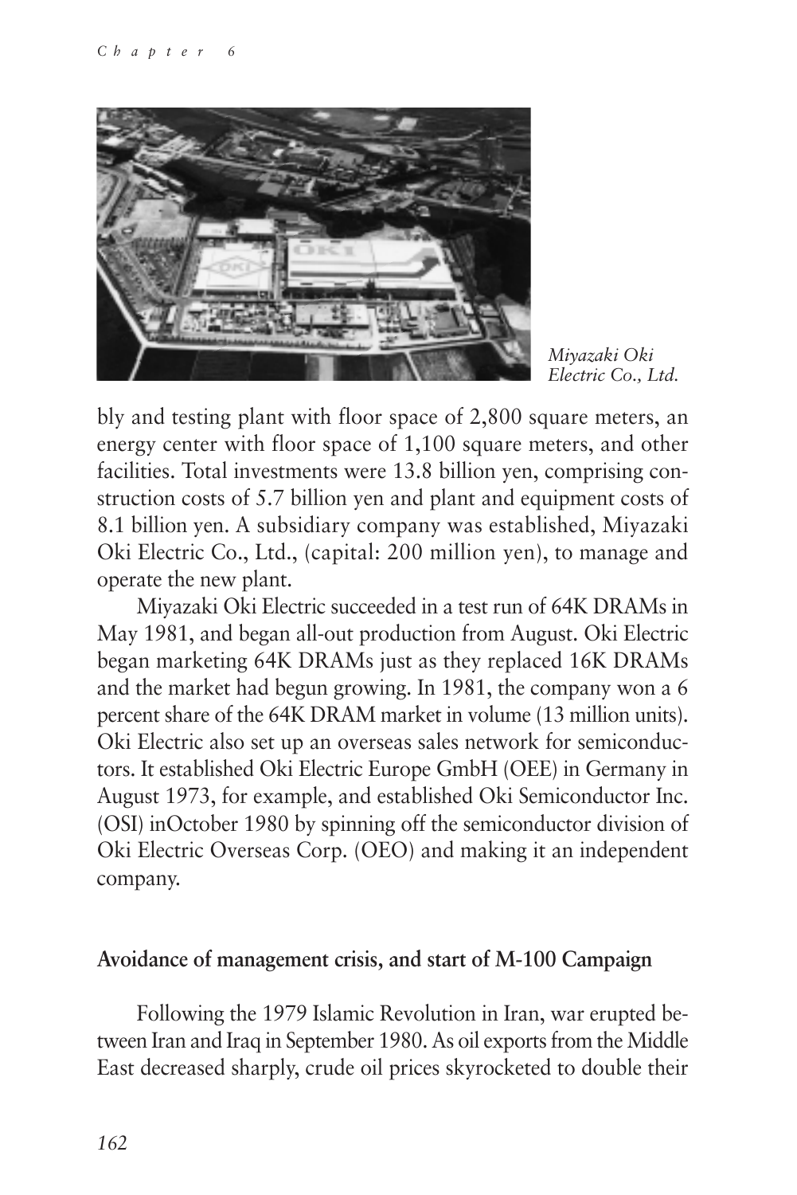*Miyazaki Oki Electric Co., Ltd.*

bly and testing plant with floor space of 2,800 square meters, an energy center with floor space of 1,100 square meters, and other facilities. Total investments were 13.8 billion yen, comprising construction costs of 5.7 billion yen and plant and equipment costs of 8.1 billion yen. A subsidiary company was established, Miyazaki Oki Electric Co., Ltd., (capital: 200 million yen), to manage and operate the new plant.

Miyazaki Oki Electric succeeded in a test run of 64K DRAMs in May 1981, and began all-out production from August. Oki Electric began marketing 64K DRAMs just as they replaced 16K DRAMs and the market had begun growing. In 1981, the company won a 6 percent share of the 64K DRAM market in volume (13 million units). Oki Electric also set up an overseas sales network for semiconductors. It established Oki Electric Europe GmbH (OEE) in Germany in August 1973, for example, and established Oki Semiconductor Inc. (OSI) inOctober 1980 by spinning off the semiconductor division of Oki Electric Overseas Corp. (OEO) and making it an independent company.

### Avoidance of management crisis, and start of M-100 Campaign

Following the 1979 Islamic Revolution in Iran, war erupted between Iran and Iraq in September 1980. As oil exports from the Middle East decreased sharply, crude oil prices skyrocketed to double their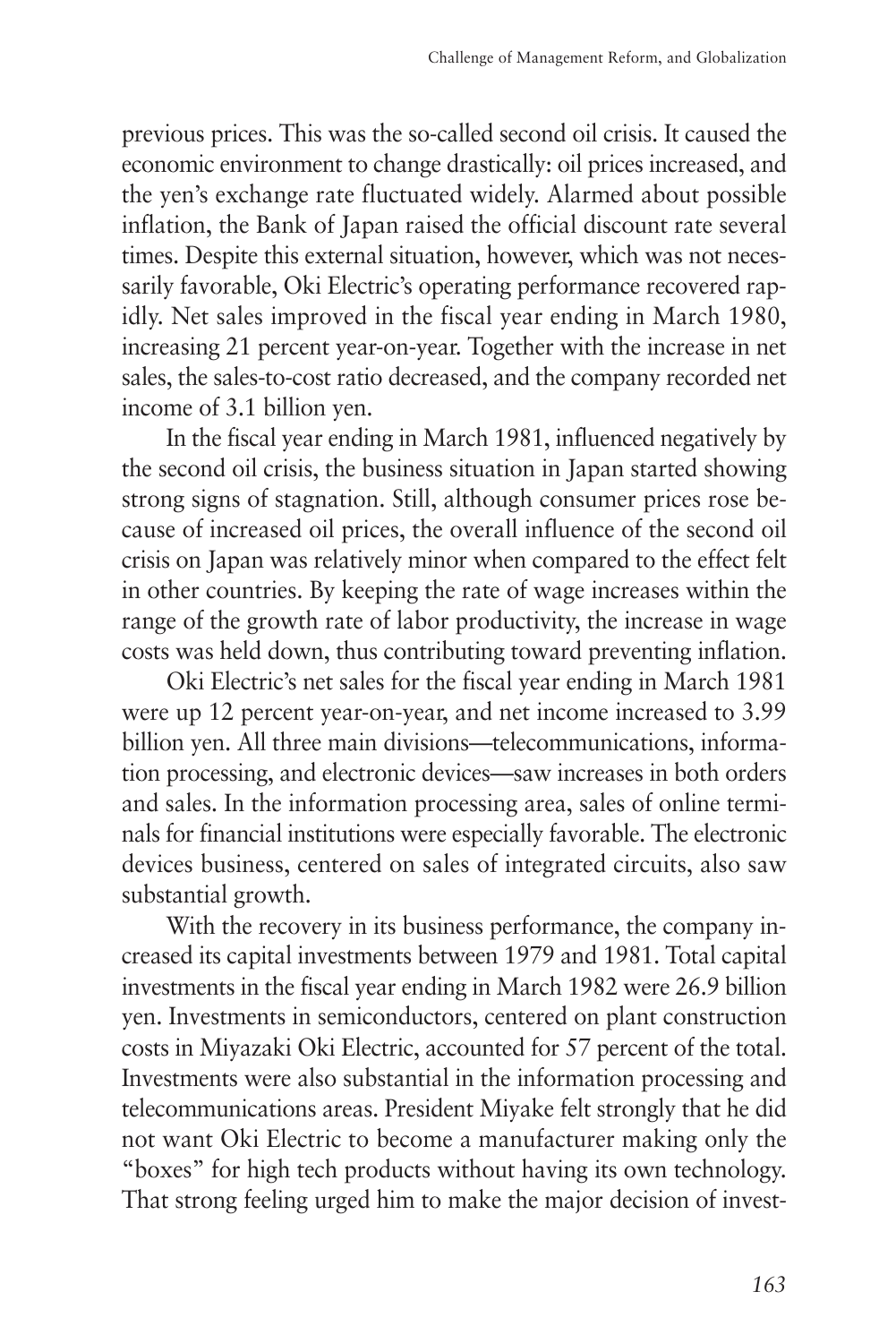previous prices. This was the so-called second oil crisis. It caused the economic environment to change drastically: oil prices increased, and the yen's exchange rate fluctuated widely. Alarmed about possible inflation, the Bank of Japan raised the official discount rate several times. Despite this external situation, however, which was not necessarily favorable, Oki Electric's operating performance recovered rapidly. Net sales improved in the fiscal year ending in March 1980, increasing 21 percent year-on-year. Together with the increase in net sales, the sales-to-cost ratio decreased, and the company recorded net income of 3.1 billion yen.

In the fiscal year ending in March 1981, influenced negatively by the second oil crisis, the business situation in Japan started showing strong signs of stagnation. Still, although consumer prices rose because of increased oil prices, the overall influence of the second oil crisis on Japan was relatively minor when compared to the effect felt in other countries. By keeping the rate of wage increases within the range of the growth rate of labor productivity, the increase in wage costs was held down, thus contributing toward preventing inflation.

Oki Electric's net sales for the fiscal year ending in March 1981 were up 12 percent year-on-year, and net income increased to 3.99 billion yen. All three main divisions—telecommunications, information processing, and electronic devices—saw increases in both orders and sales. In the information processing area, sales of online terminals for financial institutions were especially favorable. The electronic devices business, centered on sales of integrated circuits, also saw substantial growth.

With the recovery in its business performance, the company increased its capital investments between 1979 and 1981. Total capital investments in the fiscal year ending in March 1982 were 26.9 billion yen. Investments in semiconductors, centered on plant construction costs in Miyazaki Oki Electric, accounted for 57 percent of the total. Investments were also substantial in the information processing and telecommunications areas. President Miyake felt strongly that he did not want Oki Electric to become a manufacturer making only the "boxes" for high tech products without having its own technology. That strong feeling urged him to make the major decision of invest-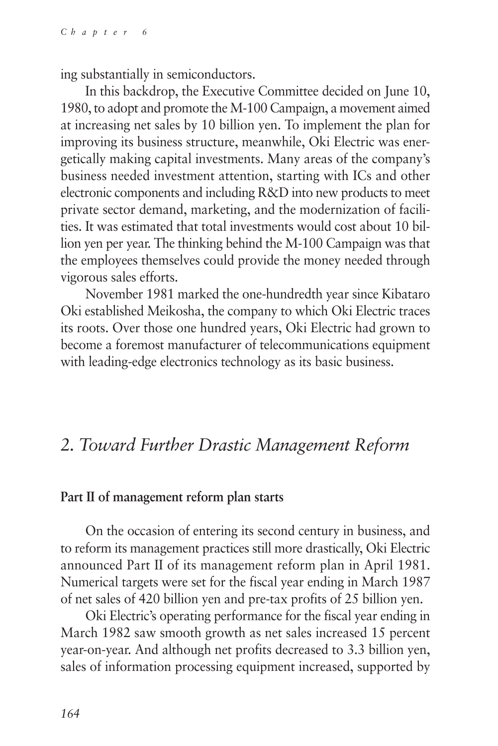ing substantially in semiconductors.

In this backdrop, the Executive Committee decided on June 10, 1980, to adopt and promote the M-100 Campaign, a movement aimed at increasing net sales by 10 billion yen. To implement the plan for improving its business structure, meanwhile, Oki Electric was energetically making capital investments. Many areas of the company's business needed investment attention, starting with ICs and other electronic components and including R&D into new products to meet private sector demand, marketing, and the modernization of facilities. It was estimated that total investments would cost about 10 billion yen per year. The thinking behind the M-100 Campaign was that the employees themselves could provide the money needed through vigorous sales efforts.

November 1981 marked the one-hundredth year since Kibataro Oki established Meikosha, the company to which Oki Electric traces its roots. Over those one hundred years, Oki Electric had grown to become a foremost manufacturer of telecommunications equipment with leading-edge electronics technology as its basic business.

## *2. Toward Further Drastic Management Reform*

### **Part II of management reform plan starts**

On the occasion of entering its second century in business, and to reform its management practices still more drastically, Oki Electric announced Part II of its management reform plan in April 1981. Numerical targets were set for the fiscal year ending in March 1987 of net sales of 420 billion yen and pre-tax profits of 25 billion yen.

Oki Electric's operating performance for the fiscal year ending in March 1982 saw smooth growth as net sales increased 15 percent year-on-year. And although net profits decreased to 3.3 billion yen, sales of information processing equipment increased, supported by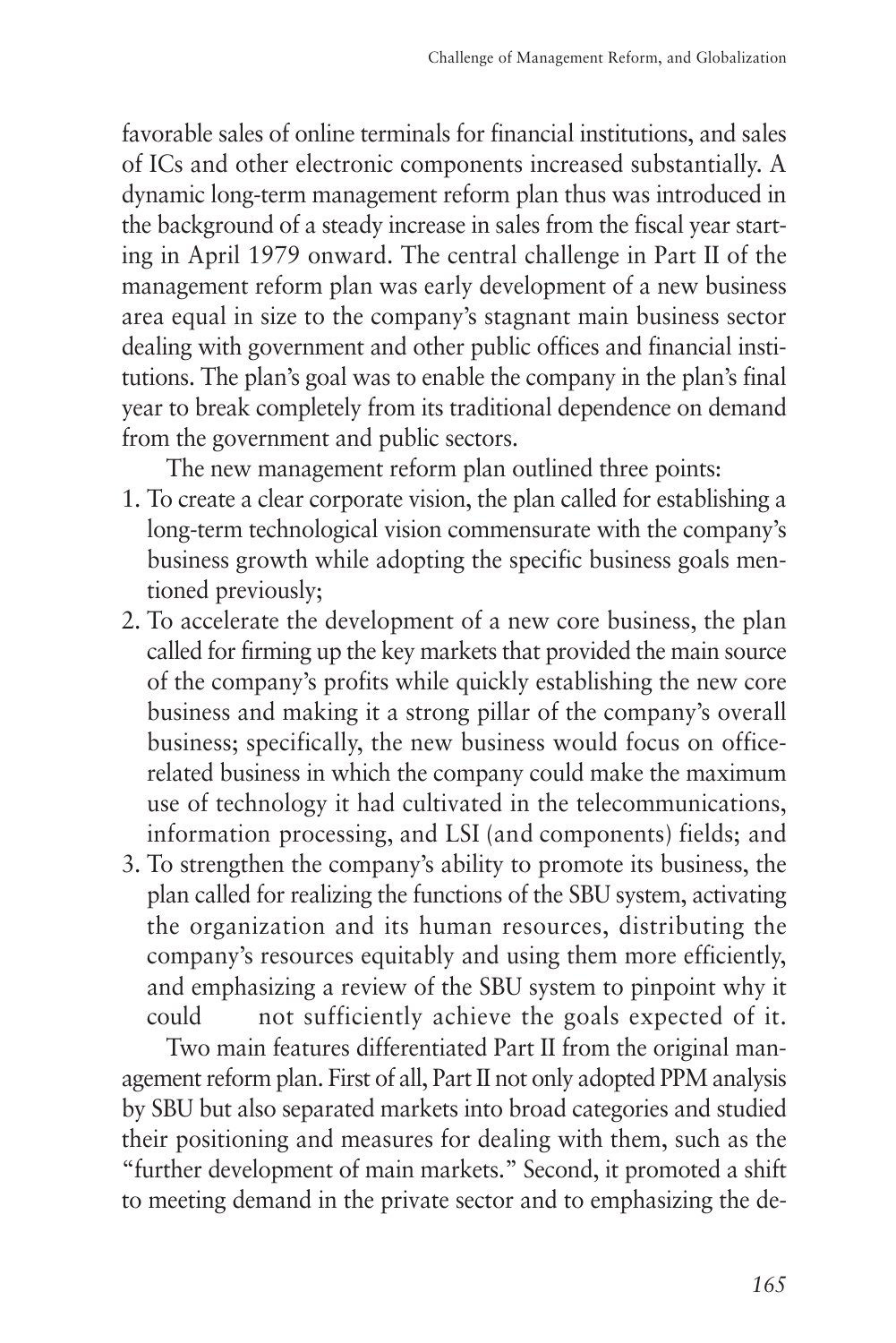favorable sales of online terminals for financial institutions, and sales of ICs and other electronic components increased substantially. A dynamic long-term management reform plan thus was introduced in the background of a steady increase in sales from the fiscal year starting in April 1979 onward. The central challenge in Part II of the management reform plan was early development of a new business area equal in size to the company's stagnant main business sector dealing with government and other public offices and financial institutions. The plan's goal was to enable the company in the plan's final year to break completely from its traditional dependence on demand from the government and public sectors.

The new management reform plan outlined three points:

1. To create a clear corporate vision, the plan called for establishing a long-term technological vision commensurate with the company's business growth while adopting the specific business goals mentioned previously;
2. To accelerate the development of a new core business, the plan called for firming up the key markets that provided the main source of the company's profits while quickly establishing the new core business and making it a strong pillar of the company's overall business; specifically, the new business would focus on office-related business in which the company could make the maximum use of technology it had cultivated in the telecommunications, information processing, and LSI (and components) fields; and
3. To strengthen the company's ability to promote its business, the plan called for realizing the functions of the SBU system, activating the organization and its human resources, distributing the company's resources equitably and using them more efficiently, and emphasizing a review of the SBU system to pinpoint why it could not sufficiently achieve the goals expected of it.

Two main features differentiated Part II from the original management reform plan. First of all, Part II not only adopted PPM analysis by SBU but also separated markets into broad categories and studied their positioning and measures for dealing with them, such as the "further development of main markets." Second, it promoted a shift to meeting demand in the private sector and to emphasizing the de-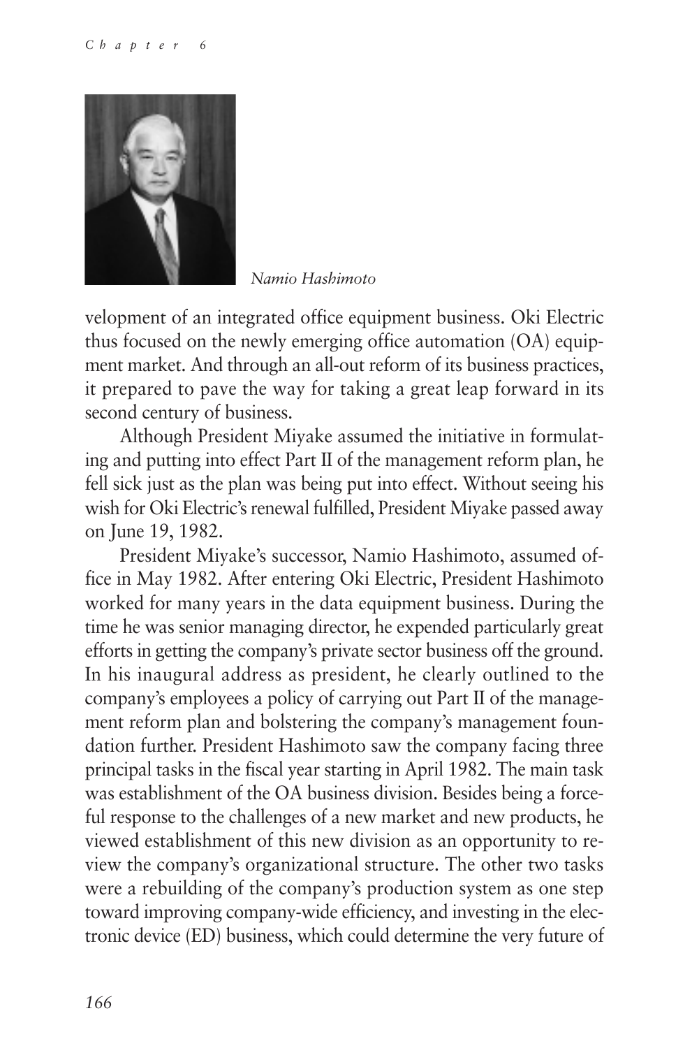*Namio Hashimoto*

velopment of an integrated office equipment business. Oki Electric thus focused on the newly emerging office automation (OA) equipment market. And through an all-out reform of its business practices, it prepared to pave the way for taking a great leap forward in its second century of business.

Although President Miyake assumed the initiative in formulating and putting into effect Part II of the management reform plan, he fell sick just as the plan was being put into effect. Without seeing his wish for Oki Electric's renewal fulfilled, President Miyake passed away on June 19, 1982.

President Miyake's successor, Namio Hashimoto, assumed office in May 1982. After entering Oki Electric, President Hashimoto worked for many years in the data equipment business. During the time he was senior managing director, he expended particularly great efforts in getting the company's private sector business off the ground. In his inaugural address as president, he clearly outlined to the company's employees a policy of carrying out Part II of the management reform plan and bolstering the company's management foundation further. President Hashimoto saw the company facing three principal tasks in the fiscal year starting in April 1982. The main task was establishment of the OA business division. Besides being a forceful response to the challenges of a new market and new products, he viewed establishment of this new division as an opportunity to review the company's organizational structure. The other two tasks were a rebuilding of the company's production system as one step toward improving company-wide efficiency, and investing in the electronic device (ED) business, which could determine the very future of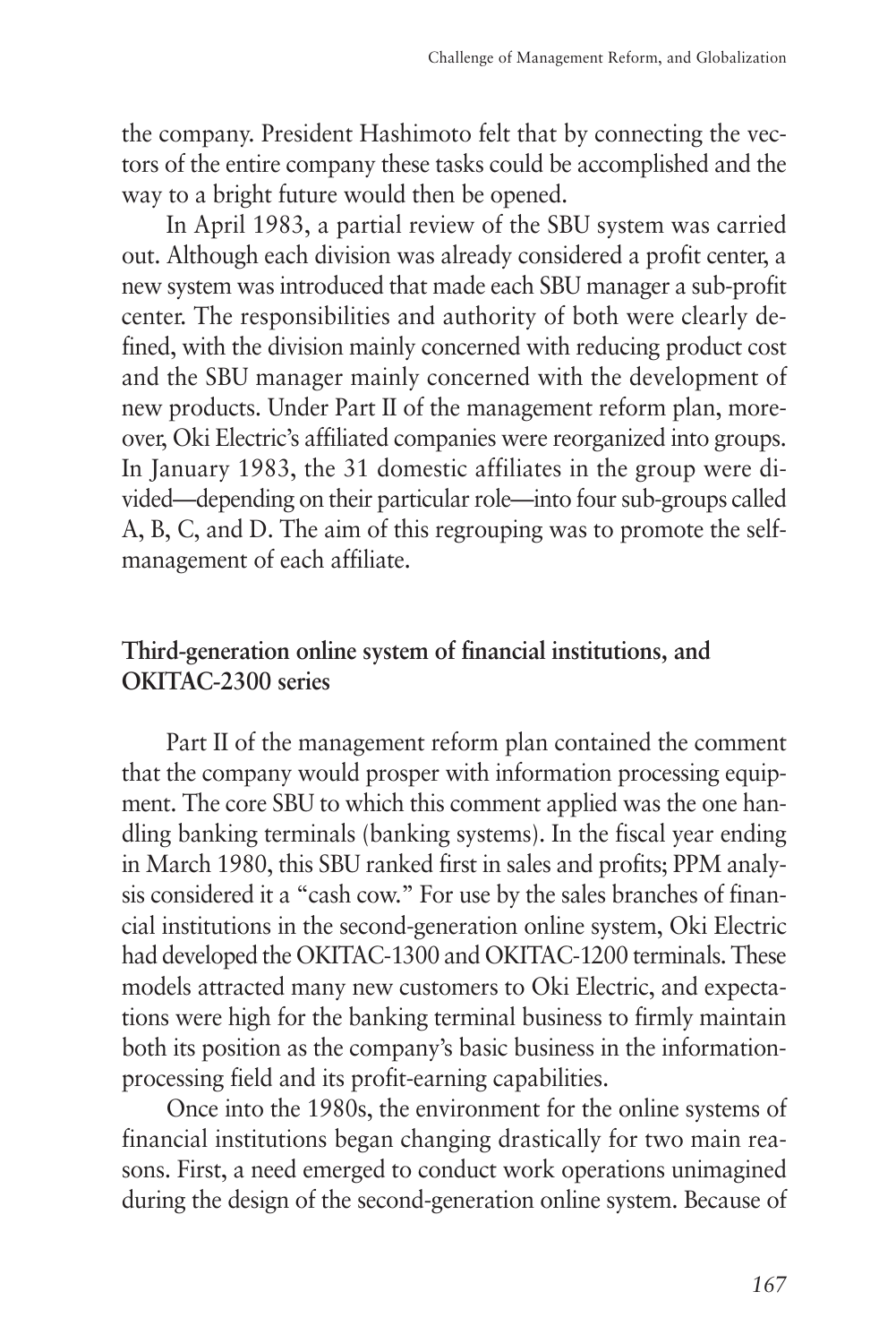the company. President Hashimoto felt that by connecting the vectors of the entire company these tasks could be accomplished and the way to a bright future would then be opened.

In April 1983, a partial review of the SBU system was carried out. Although each division was already considered a profit center, a new system was introduced that made each SBU manager a sub-profit center. The responsibilities and authority of both were clearly defined, with the division mainly concerned with reducing product cost and the SBU manager mainly concerned with the development of new products. Under Part II of the management reform plan, moreover, Oki Electric's affiliated companies were reorganized into groups. In January 1983, the 31 domestic affiliates in the group were divided—depending on their particular role—into four sub-groups called A, B, C, and D. The aim of this regrouping was to promote the self-management of each affiliate.

### Third-generation online system of financial institutions, and OKITAC-2300 series

Part II of the management reform plan contained the comment that the company would prosper with information processing equipment. The core SBU to which this comment applied was the one handling banking terminals (banking systems). In the fiscal year ending in March 1980, this SBU ranked first in sales and profits; PPM analysis considered it a "cash cow." For use by the sales branches of financial institutions in the second-generation online system, Oki Electric had developed the OKITAC-1300 and OKITAC-1200 terminals. These models attracted many new customers to Oki Electric, and expectations were high for the banking terminal business to firmly maintain both its position as the company's basic business in the information-processing field and its profit-earning capabilities.

Once into the 1980s, the environment for the online systems of financial institutions began changing drastically for two main reasons. First, a need emerged to conduct work operations unimagined during the design of the second-generation online system. Because of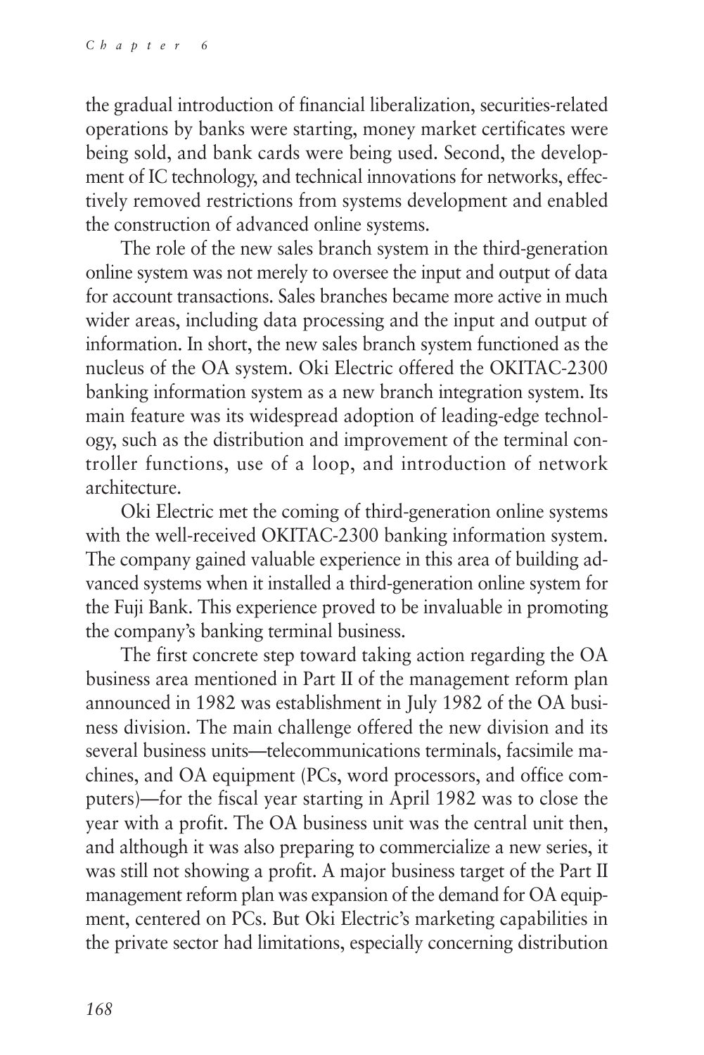the gradual introduction of financial liberalization, securities-related operations by banks were starting, money market certificates were being sold, and bank cards were being used. Second, the development of IC technology, and technical innovations for networks, effectively removed restrictions from systems development and enabled the construction of advanced online systems.

The role of the new sales branch system in the third-generation online system was not merely to oversee the input and output of data for account transactions. Sales branches became more active in much wider areas, including data processing and the input and output of information. In short, the new sales branch system functioned as the nucleus of the OA system. Oki Electric offered the OKITAC-2300 banking information system as a new branch integration system. Its main feature was its widespread adoption of leading-edge technology, such as the distribution and improvement of the terminal controller functions, use of a loop, and introduction of network architecture.

Oki Electric met the coming of third-generation online systems with the well-received OKITAC-2300 banking information system. The company gained valuable experience in this area of building advanced systems when it installed a third-generation online system for the Fuji Bank. This experience proved to be invaluable in promoting the company's banking terminal business.

The first concrete step toward taking action regarding the OA business area mentioned in Part II of the management reform plan announced in 1982 was establishment in July 1982 of the OA business division. The main challenge offered the new division and its several business units—telecommunications terminals, facsimile machines, and OA equipment (PCs, word processors, and office computers)—for the fiscal year starting in April 1982 was to close the year with a profit. The OA business unit was the central unit then, and although it was also preparing to commercialize a new series, it was still not showing a profit. A major business target of the Part II management reform plan was expansion of the demand for OA equipment, centered on PCs. But Oki Electric's marketing capabilities in the private sector had limitations, especially concerning distribution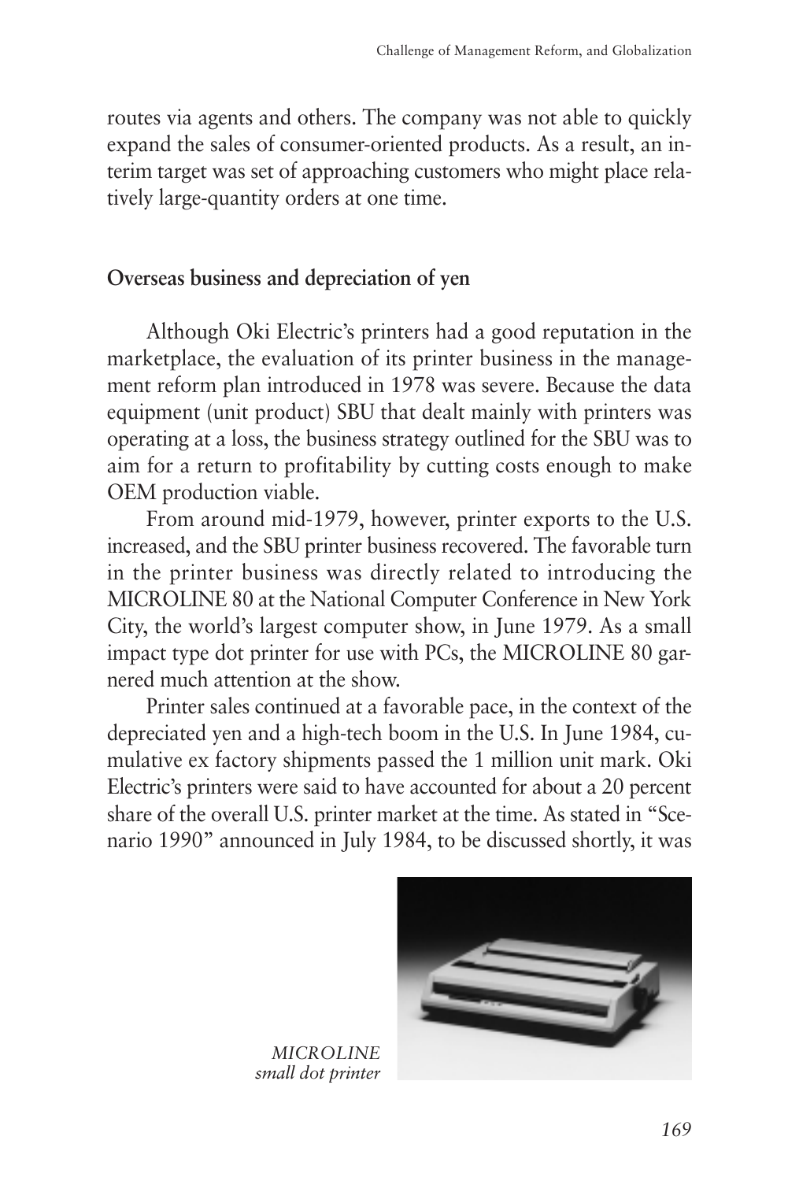routes via agents and others. The company was not able to quickly expand the sales of consumer-oriented products. As a result, an interim target was set of approaching customers who might place relatively large-quantity orders at one time.

### Overseas business and depreciation of yen

Although Oki Electric's printers had a good reputation in the marketplace, the evaluation of its printer business in the management reform plan introduced in 1978 was severe. Because the data equipment (unit product) SBU that dealt mainly with printers was operating at a loss, the business strategy outlined for the SBU was to aim for a return to profitability by cutting costs enough to make OEM production viable.

From around mid-1979, however, printer exports to the U.S. increased, and the SBU printer business recovered. The favorable turn in the printer business was directly related to introducing the MICROLINE 80 at the National Computer Conference in New York City, the world's largest computer show, in June 1979. As a small impact type dot printer for use with PCs, the MICROLINE 80 garnered much attention at the show.

Printer sales continued at a favorable pace, in the context of the depreciated yen and a high-tech boom in the U.S. In June 1984, cumulative ex factory shipments passed the 1 million unit mark. Oki Electric's printers were said to have accounted for about a 20 percent share of the overall U.S. printer market at the time. As stated in "Scenario 1990" announced in July 1984, to be discussed shortly, it was

*MICROLINE small dot printer*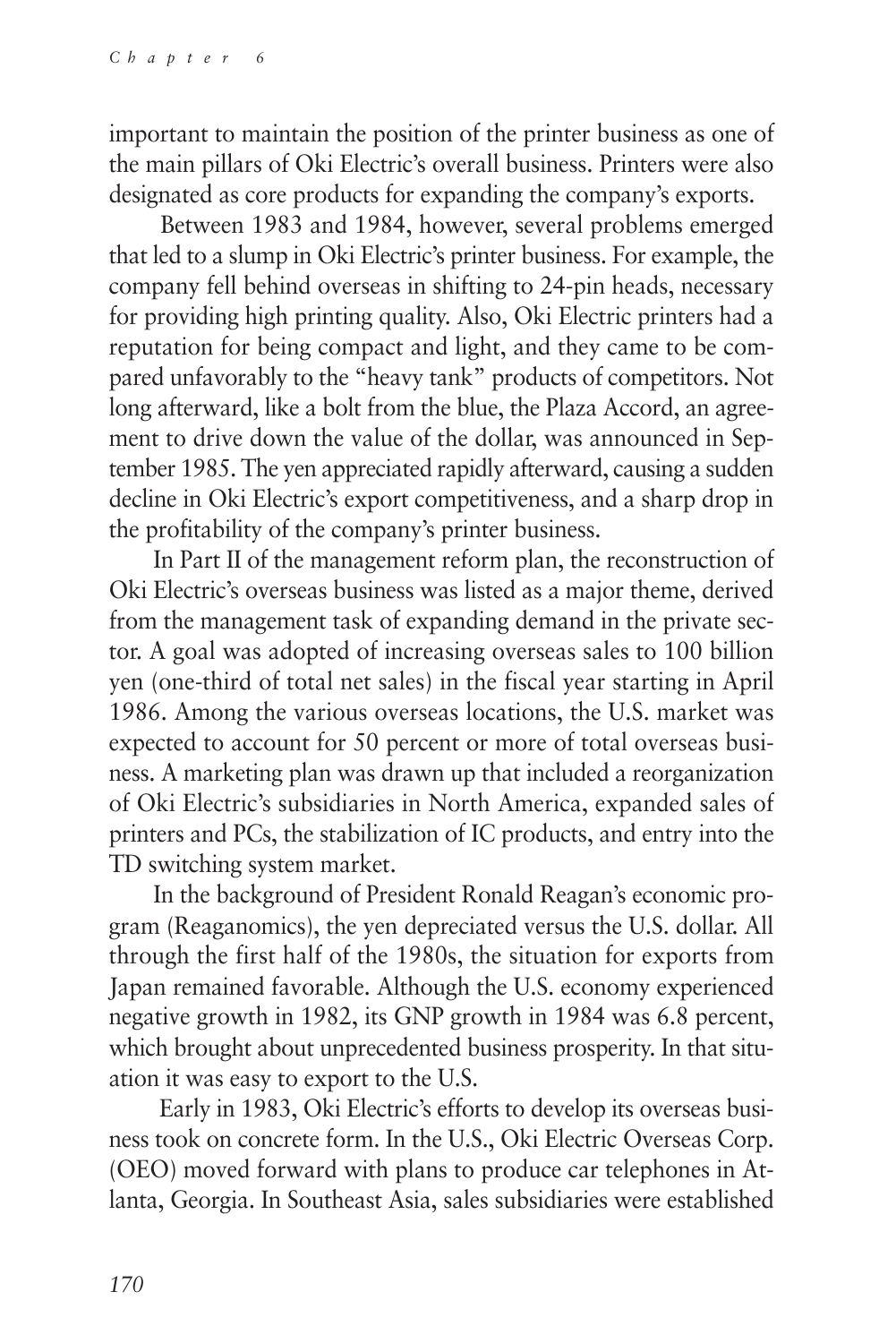important to maintain the position of the printer business as one of the main pillars of Oki Electric's overall business. Printers were also designated as core products for expanding the company's exports.

Between 1983 and 1984, however, several problems emerged that led to a slump in Oki Electric's printer business. For example, the company fell behind overseas in shifting to 24-pin heads, necessary for providing high printing quality. Also, Oki Electric printers had a reputation for being compact and light, and they came to be compared unfavorably to the "heavy tank" products of competitors. Not long afterward, like a bolt from the blue, the Plaza Accord, an agreement to drive down the value of the dollar, was announced in September 1985. The yen appreciated rapidly afterward, causing a sudden decline in Oki Electric's export competitiveness, and a sharp drop in the profitability of the company's printer business.

In Part II of the management reform plan, the reconstruction of Oki Electric's overseas business was listed as a major theme, derived from the management task of expanding demand in the private sector. A goal was adopted of increasing overseas sales to 100 billion yen (one-third of total net sales) in the fiscal year starting in April 1986. Among the various overseas locations, the U.S. market was expected to account for 50 percent or more of total overseas business. A marketing plan was drawn up that included a reorganization of Oki Electric's subsidiaries in North America, expanded sales of printers and PCs, the stabilization of IC products, and entry into the TD switching system market.

In the background of President Ronald Reagan's economic program (Reaganomics), the yen depreciated versus the U.S. dollar. All through the first half of the 1980s, the situation for exports from Japan remained favorable. Although the U.S. economy experienced negative growth in 1982, its GNP growth in 1984 was 6.8 percent, which brought about unprecedented business prosperity. In that situation it was easy to export to the U.S.

Early in 1983, Oki Electric's efforts to develop its overseas business took on concrete form. In the U.S., Oki Electric Overseas Corp. (OEO) moved forward with plans to produce car telephones in Atlanta, Georgia. In Southeast Asia, sales subsidiaries were established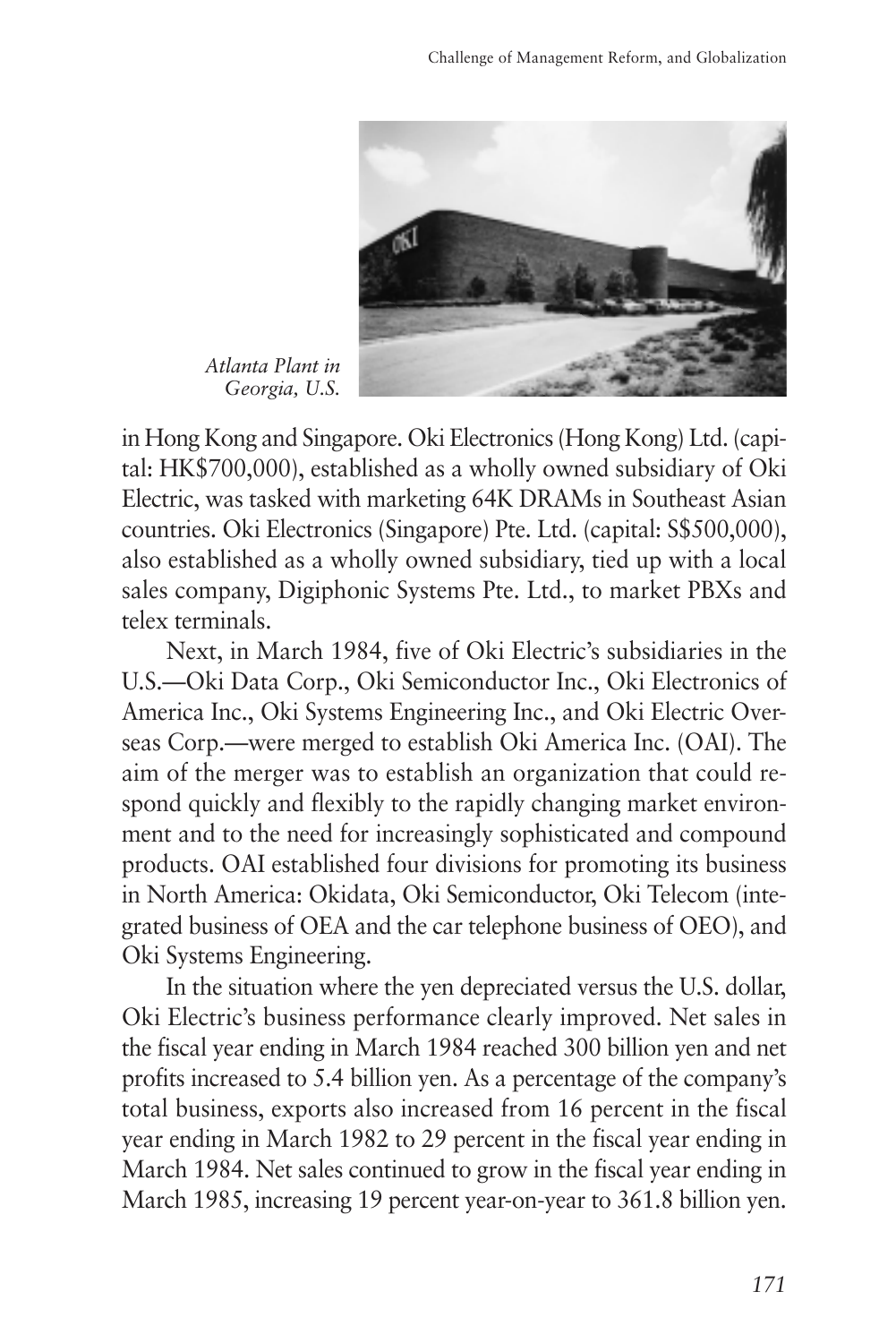*Atlanta Plant in Georgia, U.S.*

in Hong Kong and Singapore. Oki Electronics (Hong Kong) Ltd. (capital: HK$700,000), established as a wholly owned subsidiary of Oki Electric, was tasked with marketing 64K DRAMs in Southeast Asian countries. Oki Electronics (Singapore) Pte. Ltd. (capital: S$500,000), also established as a wholly owned subsidiary, tied up with a local sales company, Digiphonic Systems Pte. Ltd., to market PBXs and telex terminals.

Next, in March 1984, five of Oki Electric's subsidiaries in the U.S.—Oki Data Corp., Oki Semiconductor Inc., Oki Electronics of America Inc., Oki Systems Engineering Inc., and Oki Electric Overseas Corp.—were merged to establish Oki America Inc. (OAI). The aim of the merger was to establish an organization that could respond quickly and flexibly to the rapidly changing market environment and to the need for increasingly sophisticated and compound products. OAI established four divisions for promoting its business in North America: Okidata, Oki Semiconductor, Oki Telecom (integrated business of OEA and the car telephone business of OEO), and Oki Systems Engineering.

In the situation where the yen depreciated versus the U.S. dollar, Oki Electric's business performance clearly improved. Net sales in the fiscal year ending in March 1984 reached 300 billion yen and net profits increased to 5.4 billion yen. As a percentage of the company's total business, exports also increased from 16 percent in the fiscal year ending in March 1982 to 29 percent in the fiscal year ending in March 1984. Net sales continued to grow in the fiscal year ending in March 1985, increasing 19 percent year-on-year to 361.8 billion yen.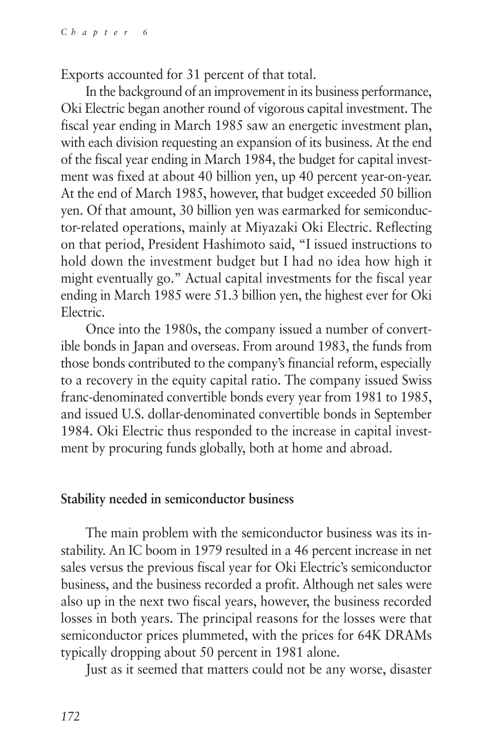Exports accounted for 31 percent of that total.

In the background of an improvement in its business performance, Oki Electric began another round of vigorous capital investment. The fiscal year ending in March 1985 saw an energetic investment plan, with each division requesting an expansion of its business. At the end of the fiscal year ending in March 1984, the budget for capital investment was fixed at about 40 billion yen, up 40 percent year-on-year. At the end of March 1985, however, that budget exceeded 50 billion yen. Of that amount, 30 billion yen was earmarked for semiconductor-related operations, mainly at Miyazaki Oki Electric. Reflecting on that period, President Hashimoto said, "I issued instructions to hold down the investment budget but I had no idea how high it might eventually go." Actual capital investments for the fiscal year ending in March 1985 were 51.3 billion yen, the highest ever for Oki Electric.

Once into the 1980s, the company issued a number of convertible bonds in Japan and overseas. From around 1983, the funds from those bonds contributed to the company's financial reform, especially to a recovery in the equity capital ratio. The company issued Swiss franc-denominated convertible bonds every year from 1981 to 1985, and issued U.S. dollar-denominated convertible bonds in September 1984. Oki Electric thus responded to the increase in capital investment by procuring funds globally, both at home and abroad.

## Stability needed in semiconductor business

The main problem with the semiconductor business was its instability. An IC boom in 1979 resulted in a 46 percent increase in net sales versus the previous fiscal year for Oki Electric's semiconductor business, and the business recorded a profit. Although net sales were also up in the next two fiscal years, however, the business recorded losses in both years. The principal reasons for the losses were that semiconductor prices plummeted, with the prices for 64K DRAMs typically dropping about 50 percent in 1981 alone.

Just as it seemed that matters could not be any worse, disaster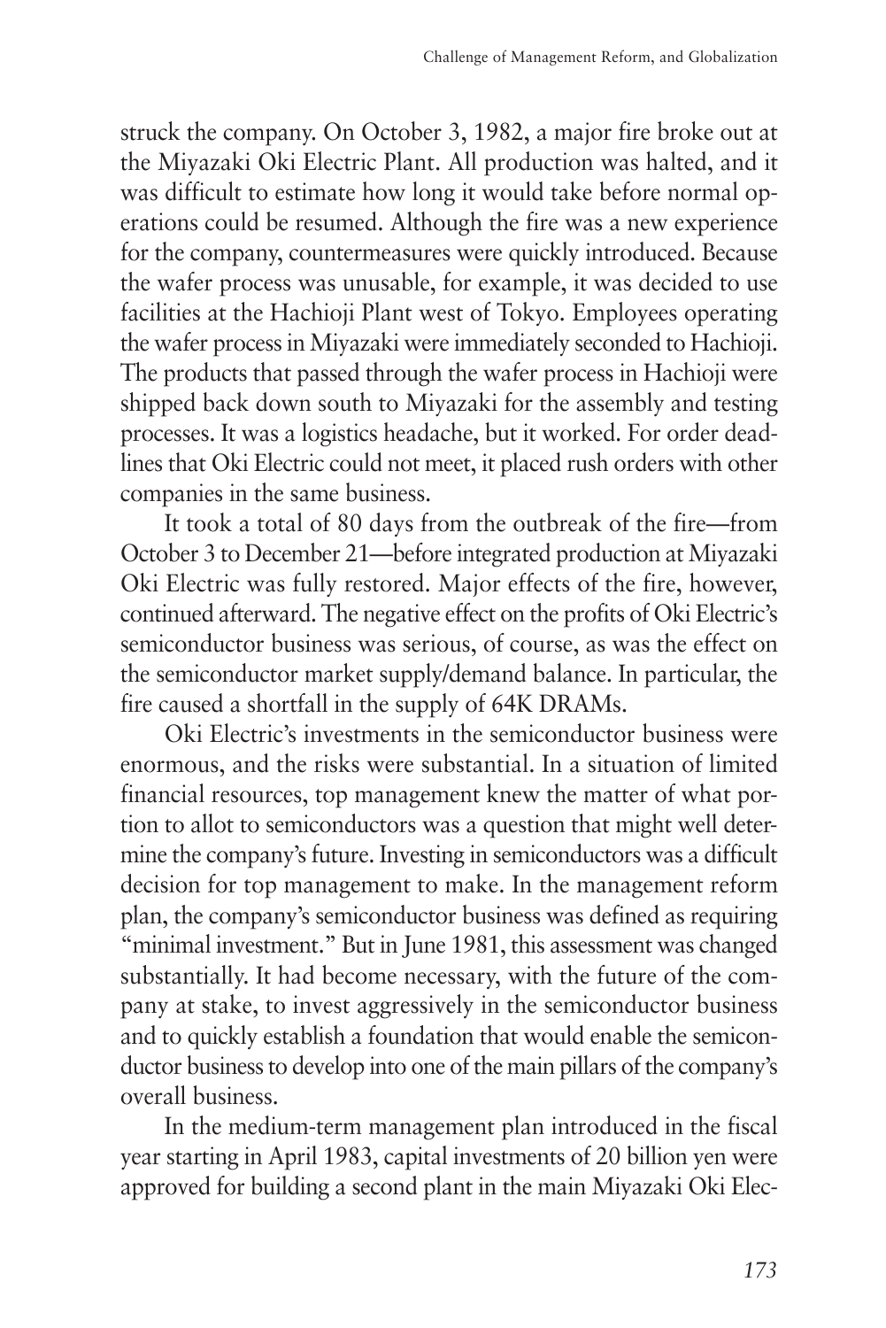struck the company. On October 3, 1982, a major fire broke out at the Miyazaki Oki Electric Plant. All production was halted, and it was difficult to estimate how long it would take before normal operations could be resumed. Although the fire was a new experience for the company, countermeasures were quickly introduced. Because the wafer process was unusable, for example, it was decided to use facilities at the Hachioji Plant west of Tokyo. Employees operating the wafer process in Miyazaki were immediately seconded to Hachioji. The products that passed through the wafer process in Hachioji were shipped back down south to Miyazaki for the assembly and testing processes. It was a logistics headache, but it worked. For order deadlines that Oki Electric could not meet, it placed rush orders with other companies in the same business.

It took a total of 80 days from the outbreak of the fire—from October 3 to December 21—before integrated production at Miyazaki Oki Electric was fully restored. Major effects of the fire, however, continued afterward. The negative effect on the profits of Oki Electric's semiconductor business was serious, of course, as was the effect on the semiconductor market supply/demand balance. In particular, the fire caused a shortfall in the supply of 64K DRAMs.

Oki Electric's investments in the semiconductor business were enormous, and the risks were substantial. In a situation of limited financial resources, top management knew the matter of what portion to allot to semiconductors was a question that might well determine the company's future. Investing in semiconductors was a difficult decision for top management to make. In the management reform plan, the company's semiconductor business was defined as requiring "minimal investment." But in June 1981, this assessment was changed substantially. It had become necessary, with the future of the company at stake, to invest aggressively in the semiconductor business and to quickly establish a foundation that would enable the semiconductor business to develop into one of the main pillars of the company's overall business.

In the medium-term management plan introduced in the fiscal year starting in April 1983, capital investments of 20 billion yen were approved for building a second plant in the main Miyazaki Oki Elec-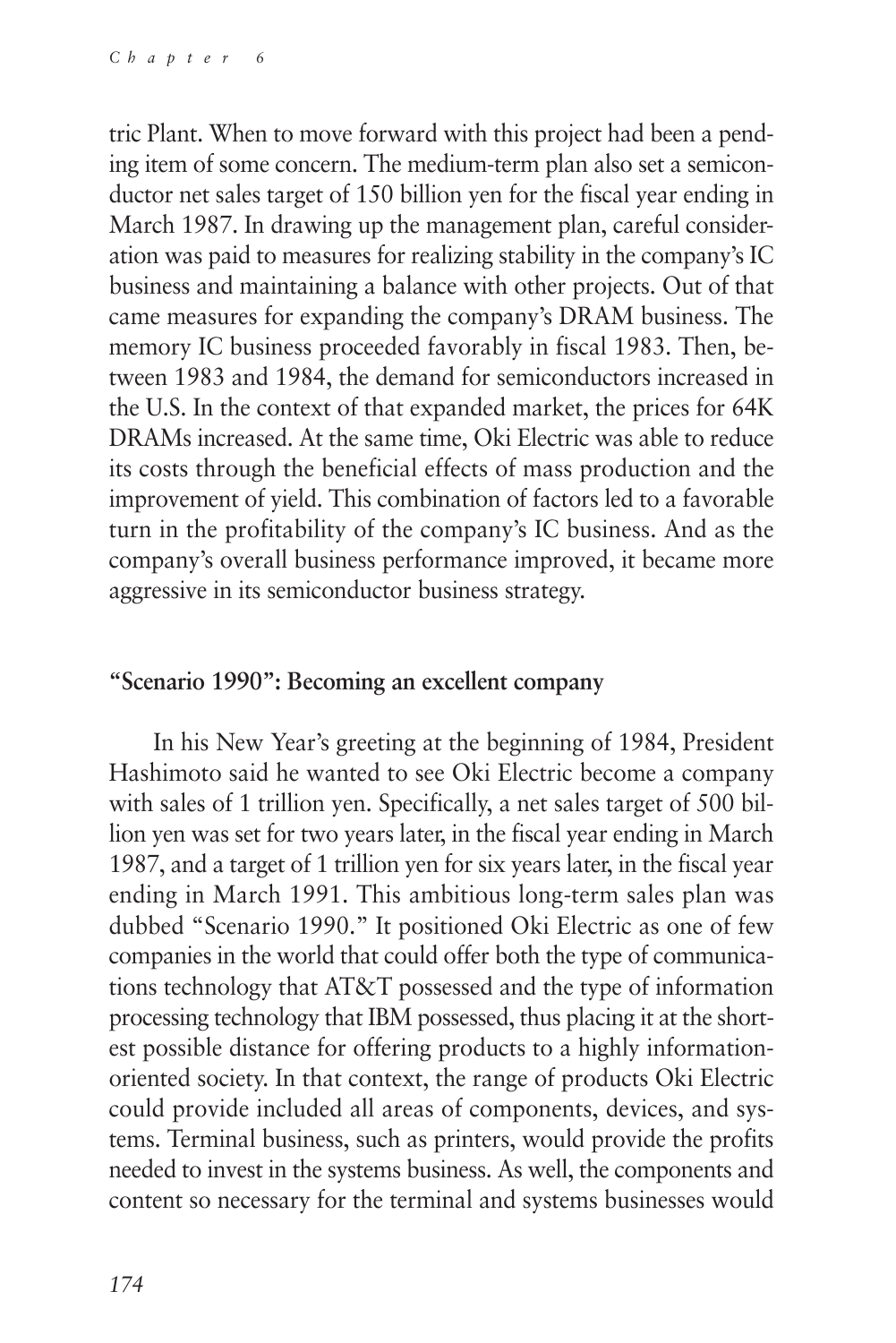tric Plant. When to move forward with this project had been a pending item of some concern. The medium-term plan also set a semiconductor net sales target of 150 billion yen for the fiscal year ending in March 1987. In drawing up the management plan, careful consideration was paid to measures for realizing stability in the company's IC business and maintaining a balance with other projects. Out of that came measures for expanding the company's DRAM business. The memory IC business proceeded favorably in fiscal 1983. Then, between 1983 and 1984, the demand for semiconductors increased in the U.S. In the context of that expanded market, the prices for 64K DRAMs increased. At the same time, Oki Electric was able to reduce its costs through the beneficial effects of mass production and the improvement of yield. This combination of factors led to a favorable turn in the profitability of the company's IC business. And as the company's overall business performance improved, it became more aggressive in its semiconductor business strategy.

### "Scenario 1990": Becoming an excellent company

In his New Year's greeting at the beginning of 1984, President Hashimoto said he wanted to see Oki Electric become a company with sales of 1 trillion yen. Specifically, a net sales target of 500 billion yen was set for two years later, in the fiscal year ending in March 1987, and a target of 1 trillion yen for six years later, in the fiscal year ending in March 1991. This ambitious long-term sales plan was dubbed "Scenario 1990." It positioned Oki Electric as one of few companies in the world that could offer both the type of communications technology that AT&T possessed and the type of information processing technology that IBM possessed, thus placing it at the shortest possible distance for offering products to a highly information-oriented society. In that context, the range of products Oki Electric could provide included all areas of components, devices, and systems. Terminal business, such as printers, would provide the profits needed to invest in the systems business. As well, the components and content so necessary for the terminal and systems businesses would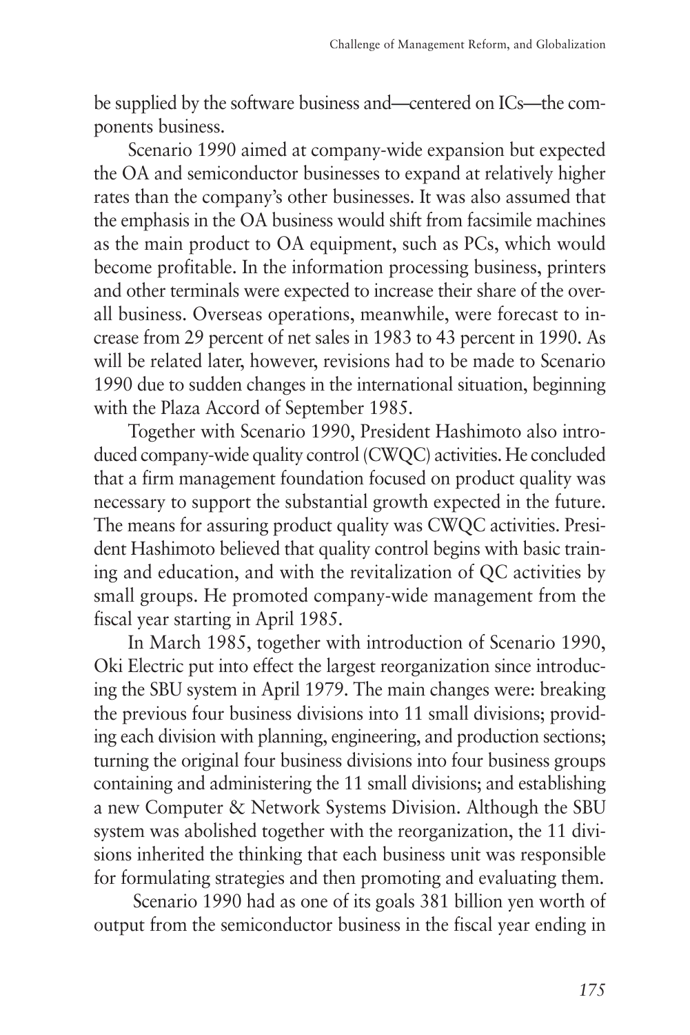be supplied by the software business and—centered on ICs—the components business.

Scenario 1990 aimed at company-wide expansion but expected the OA and semiconductor businesses to expand at relatively higher rates than the company's other businesses. It was also assumed that the emphasis in the OA business would shift from facsimile machines as the main product to OA equipment, such as PCs, which would become profitable. In the information processing business, printers and other terminals were expected to increase their share of the overall business. Overseas operations, meanwhile, were forecast to increase from 29 percent of net sales in 1983 to 43 percent in 1990. As will be related later, however, revisions had to be made to Scenario 1990 due to sudden changes in the international situation, beginning with the Plaza Accord of September 1985.

Together with Scenario 1990, President Hashimoto also introduced company-wide quality control (CWQC) activities. He concluded that a firm management foundation focused on product quality was necessary to support the substantial growth expected in the future. The means for assuring product quality was CWQC activities. President Hashimoto believed that quality control begins with basic training and education, and with the revitalization of QC activities by small groups. He promoted company-wide management from the fiscal year starting in April 1985.

In March 1985, together with introduction of Scenario 1990, Oki Electric put into effect the largest reorganization since introducing the SBU system in April 1979. The main changes were: breaking the previous four business divisions into 11 small divisions; providing each division with planning, engineering, and production sections; turning the original four business divisions into four business groups containing and administering the 11 small divisions; and establishing a new Computer & Network Systems Division. Although the SBU system was abolished together with the reorganization, the 11 divisions inherited the thinking that each business unit was responsible for formulating strategies and then promoting and evaluating them.

Scenario 1990 had as one of its goals 381 billion yen worth of output from the semiconductor business in the fiscal year ending in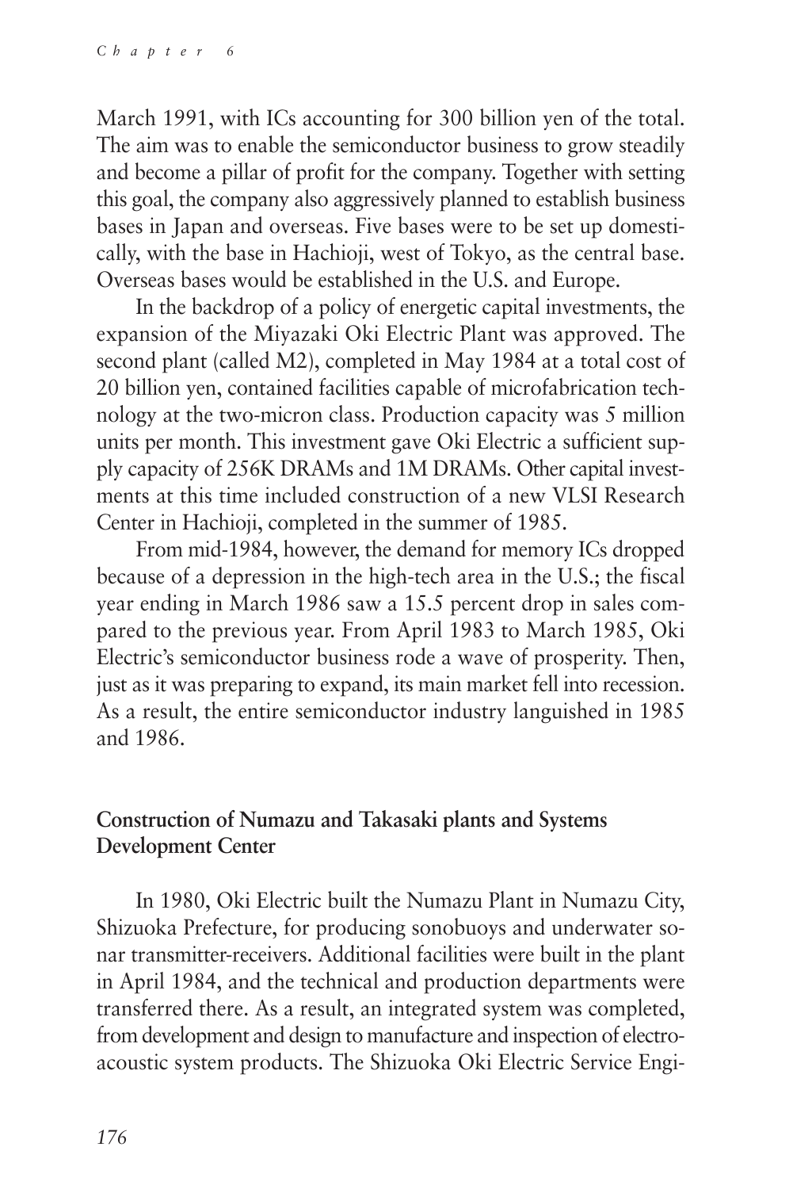March 1991, with ICs accounting for 300 billion yen of the total. The aim was to enable the semiconductor business to grow steadily and become a pillar of profit for the company. Together with setting this goal, the company also aggressively planned to establish business bases in Japan and overseas. Five bases were to be set up domestically, with the base in Hachioji, west of Tokyo, as the central base. Overseas bases would be established in the U.S. and Europe.

In the backdrop of a policy of energetic capital investments, the expansion of the Miyazaki Oki Electric Plant was approved. The second plant (called M2), completed in May 1984 at a total cost of 20 billion yen, contained facilities capable of microfabrication technology at the two-micron class. Production capacity was 5 million units per month. This investment gave Oki Electric a sufficient supply capacity of 256K DRAMs and 1M DRAMs. Other capital investments at this time included construction of a new VLSI Research Center in Hachioji, completed in the summer of 1985.

From mid-1984, however, the demand for memory ICs dropped because of a depression in the high-tech area in the U.S.; the fiscal year ending in March 1986 saw a 15.5 percent drop in sales compared to the previous year. From April 1983 to March 1985, Oki Electric's semiconductor business rode a wave of prosperity. Then, just as it was preparing to expand, its main market fell into recession. As a result, the entire semiconductor industry languished in 1985 and 1986.

### Construction of Numazu and Takasaki plants and Systems Development Center

In 1980, Oki Electric built the Numazu Plant in Numazu City, Shizuoka Prefecture, for producing sonobuoys and underwater sonar transmitter-receivers. Additional facilities were built in the plant in April 1984, and the technical and production departments were transferred there. As a result, an integrated system was completed, from development and design to manufacture and inspection of electroacoustic system products. The Shizuoka Oki Electric Service Engi-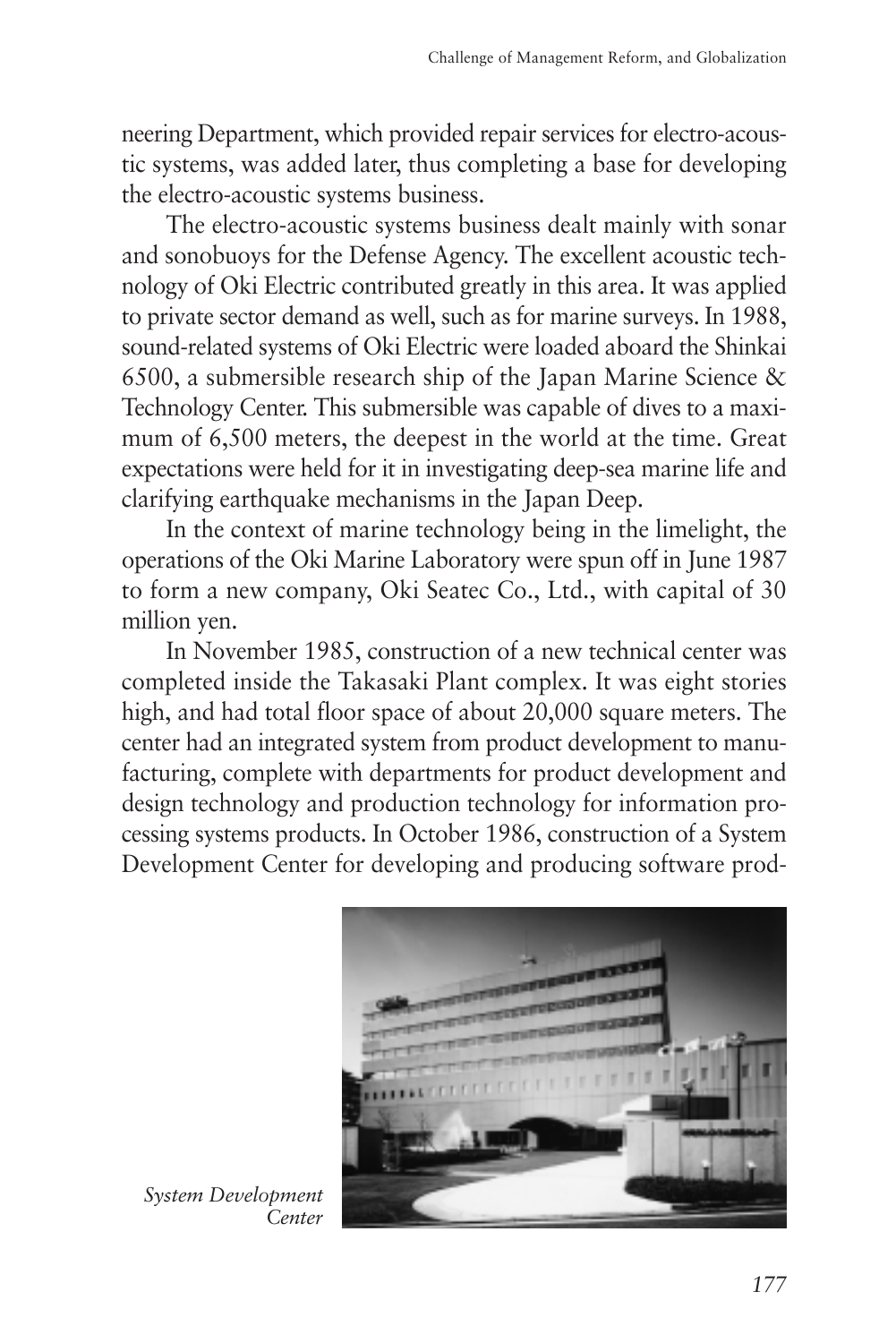neering Department, which provided repair services for electro-acoustic systems, was added later, thus completing a base for developing the electro-acoustic systems business.

The electro-acoustic systems business dealt mainly with sonar and sonobuoys for the Defense Agency. The excellent acoustic technology of Oki Electric contributed greatly in this area. It was applied to private sector demand as well, such as for marine surveys. In 1988, sound-related systems of Oki Electric were loaded aboard the Shinkai 6500, a submersible research ship of the Japan Marine Science & Technology Center. This submersible was capable of dives to a maximum of 6,500 meters, the deepest in the world at the time. Great expectations were held for it in investigating deep-sea marine life and clarifying earthquake mechanisms in the Japan Deep.

In the context of marine technology being in the limelight, the operations of the Oki Marine Laboratory were spun off in June 1987 to form a new company, Oki Seatec Co., Ltd., with capital of 30 million yen.

In November 1985, construction of a new technical center was completed inside the Takasaki Plant complex. It was eight stories high, and had total floor space of about 20,000 square meters. The center had an integrated system from product development to manufacturing, complete with departments for product development and design technology and production technology for information processing systems products. In October 1986, construction of a System Development Center for developing and producing software prod-

*System Development Center*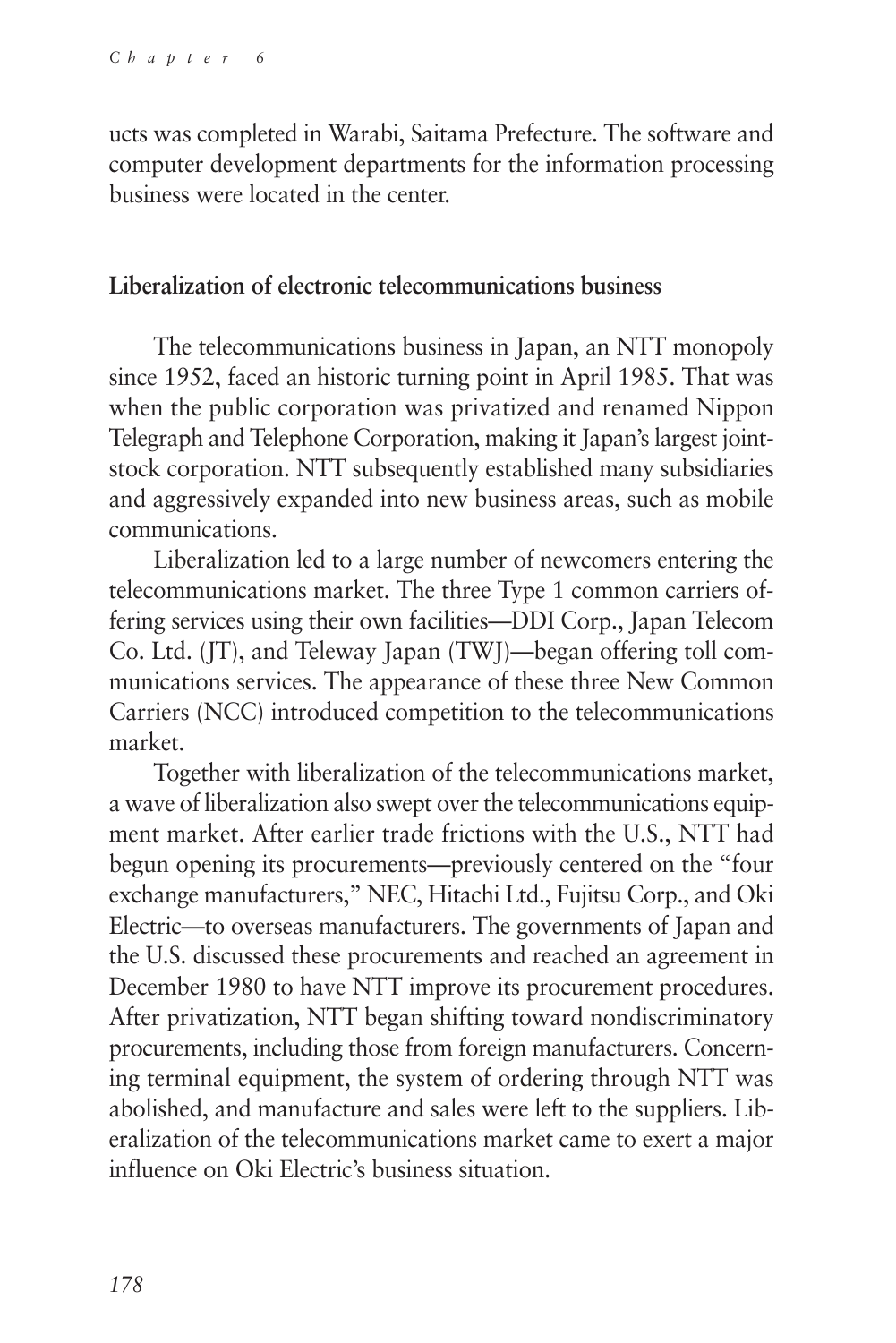ucts was completed in Warabi, Saitama Prefecture. The software and computer development departments for the information processing business were located in the center.

**Liberalization of electronic telecommunications business**

The telecommunications business in Japan, an NTT monopoly since 1952, faced an historic turning point in April 1985. That was when the public corporation was privatized and renamed Nippon Telegraph and Telephone Corporation, making it Japan's largest joint-stock corporation. NTT subsequently established many subsidiaries and aggressively expanded into new business areas, such as mobile communications.

Liberalization led to a large number of newcomers entering the telecommunications market. The three Type 1 common carriers offering services using their own facilities—DDI Corp., Japan Telecom Co. Ltd. (JT), and Teleway Japan (TWJ)—began offering toll communications services. The appearance of these three New Common Carriers (NCC) introduced competition to the telecommunications market.

Together with liberalization of the telecommunications market, a wave of liberalization also swept over the telecommunications equipment market. After earlier trade frictions with the U.S., NTT had begun opening its procurements—previously centered on the "four exchange manufacturers," NEC, Hitachi Ltd., Fujitsu Corp., and Oki Electric—to overseas manufacturers. The governments of Japan and the U.S. discussed these procurements and reached an agreement in December 1980 to have NTT improve its procurement procedures. After privatization, NTT began shifting toward nondiscriminatory procurements, including those from foreign manufacturers. Concerning terminal equipment, the system of ordering through NTT was abolished, and manufacture and sales were left to the suppliers. Liberalization of the telecommunications market came to exert a major influence on Oki Electric's business situation.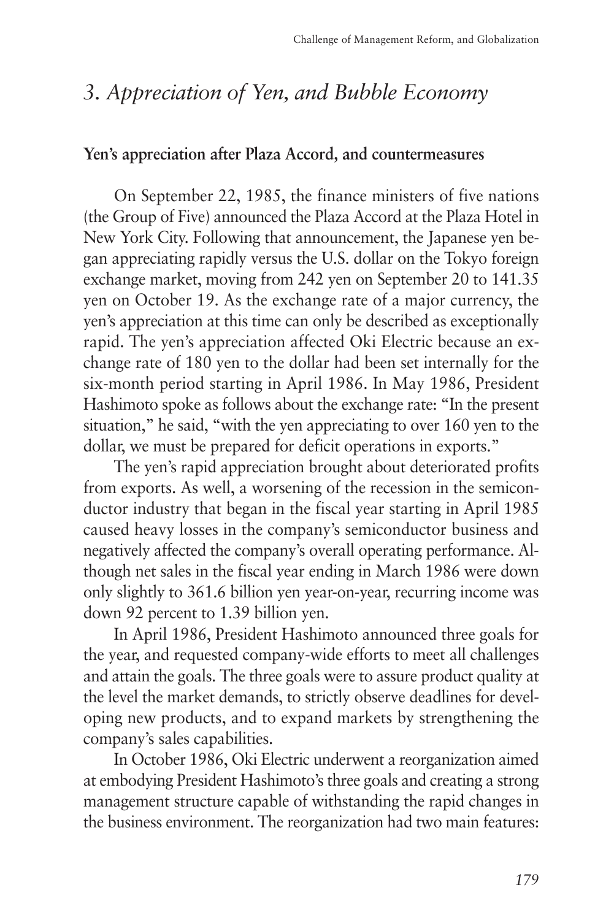## *3. Appreciation of Yen, and Bubble Economy*

### Yen's appreciation after Plaza Accord, and countermeasures

On September 22, 1985, the finance ministers of five nations (the Group of Five) announced the Plaza Accord at the Plaza Hotel in New York City. Following that announcement, the Japanese yen began appreciating rapidly versus the U.S. dollar on the Tokyo foreign exchange market, moving from 242 yen on September 20 to 141.35 yen on October 19. As the exchange rate of a major currency, the yen's appreciation at this time can only be described as exceptionally rapid. The yen's appreciation affected Oki Electric because an exchange rate of 180 yen to the dollar had been set internally for the six-month period starting in April 1986. In May 1986, President Hashimoto spoke as follows about the exchange rate: "In the present situation," he said, "with the yen appreciating to over 160 yen to the dollar, we must be prepared for deficit operations in exports."

The yen's rapid appreciation brought about deteriorated profits from exports. As well, a worsening of the recession in the semiconductor industry that began in the fiscal year starting in April 1985 caused heavy losses in the company's semiconductor business and negatively affected the company's overall operating performance. Although net sales in the fiscal year ending in March 1986 were down only slightly to 361.6 billion yen year-on-year, recurring income was down 92 percent to 1.39 billion yen.

In April 1986, President Hashimoto announced three goals for the year, and requested company-wide efforts to meet all challenges and attain the goals. The three goals were to assure product quality at the level the market demands, to strictly observe deadlines for developing new products, and to expand markets by strengthening the company's sales capabilities.

In October 1986, Oki Electric underwent a reorganization aimed at embodying President Hashimoto's three goals and creating a strong management structure capable of withstanding the rapid changes in the business environment. The reorganization had two main features: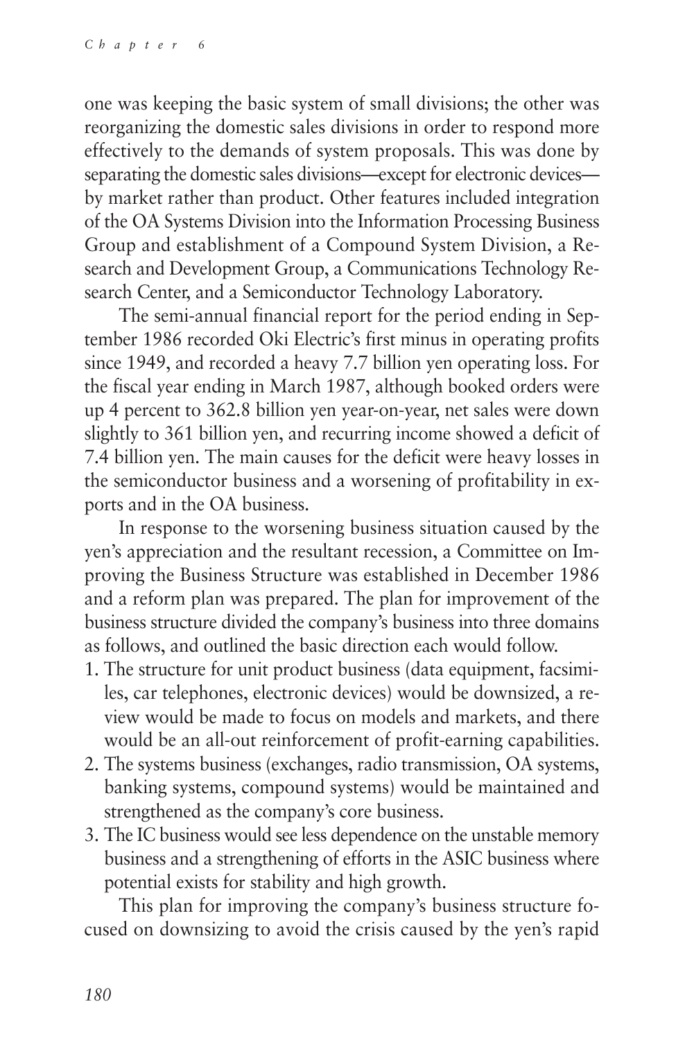one was keeping the basic system of small divisions; the other was reorganizing the domestic sales divisions in order to respond more effectively to the demands of system proposals. This was done by separating the domestic sales divisions—except for electronic devices—by market rather than product. Other features included integration of the OA Systems Division into the Information Processing Business Group and establishment of a Compound System Division, a Research and Development Group, a Communications Technology Research Center, and a Semiconductor Technology Laboratory.

The semi-annual financial report for the period ending in September 1986 recorded Oki Electric's first minus in operating profits since 1949, and recorded a heavy 7.7 billion yen operating loss. For the fiscal year ending in March 1987, although booked orders were up 4 percent to 362.8 billion yen year-on-year, net sales were down slightly to 361 billion yen, and recurring income showed a deficit of 7.4 billion yen. The main causes for the deficit were heavy losses in the semiconductor business and a worsening of profitability in exports and in the OA business.

In response to the worsening business situation caused by the yen's appreciation and the resultant recession, a Committee on Improving the Business Structure was established in December 1986 and a reform plan was prepared. The plan for improvement of the business structure divided the company's business into three domains as follows, and outlined the basic direction each would follow.

1. The structure for unit product business (data equipment, facsimiles, car telephones, electronic devices) would be downsized, a review would be made to focus on models and markets, and there would be an all-out reinforcement of profit-earning capabilities.
2. The systems business (exchanges, radio transmission, OA systems, banking systems, compound systems) would be maintained and strengthened as the company's core business.
3. The IC business would see less dependence on the unstable memory business and a strengthening of efforts in the ASIC business where potential exists for stability and high growth.

This plan for improving the company's business structure focused on downsizing to avoid the crisis caused by the yen's rapid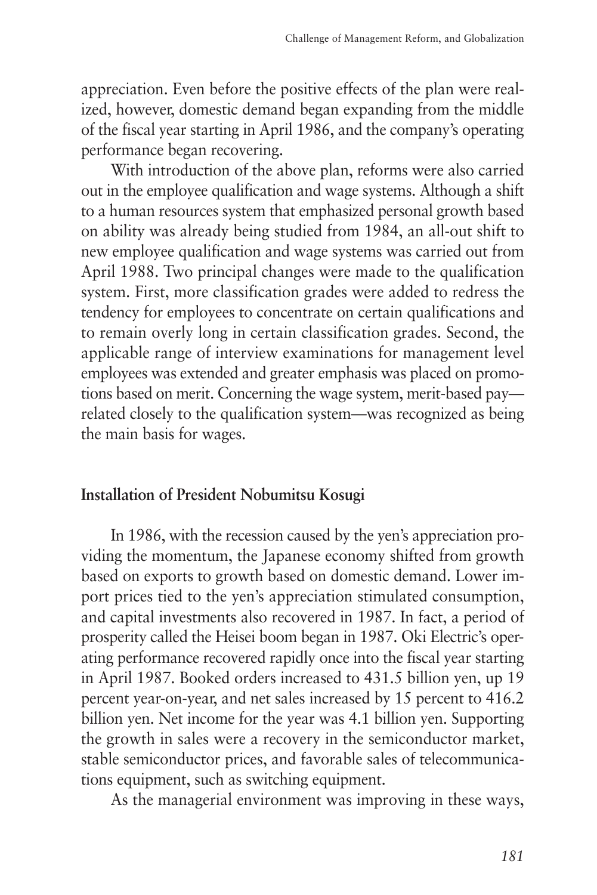appreciation. Even before the positive effects of the plan were realized, however, domestic demand began expanding from the middle of the fiscal year starting in April 1986, and the company's operating performance began recovering.

With introduction of the above plan, reforms were also carried out in the employee qualification and wage systems. Although a shift to a human resources system that emphasized personal growth based on ability was already being studied from 1984, an all-out shift to new employee qualification and wage systems was carried out from April 1988. Two principal changes were made to the qualification system. First, more classification grades were added to redress the tendency for employees to concentrate on certain qualifications and to remain overly long in certain classification grades. Second, the applicable range of interview examinations for management level employees was extended and greater emphasis was placed on promotions based on merit. Concerning the wage system, merit-based pay—related closely to the qualification system—was recognized as being the main basis for wages.

### Installation of President Nobumitsu Kosugi

In 1986, with the recession caused by the yen's appreciation providing the momentum, the Japanese economy shifted from growth based on exports to growth based on domestic demand. Lower import prices tied to the yen's appreciation stimulated consumption, and capital investments also recovered in 1987. In fact, a period of prosperity called the Heisei boom began in 1987. Oki Electric's operating performance recovered rapidly once into the fiscal year starting in April 1987. Booked orders increased to 431.5 billion yen, up 19 percent year-on-year, and net sales increased by 15 percent to 416.2 billion yen. Net income for the year was 4.1 billion yen. Supporting the growth in sales were a recovery in the semiconductor market, stable semiconductor prices, and favorable sales of telecommunications equipment, such as switching equipment.

As the managerial environment was improving in these ways,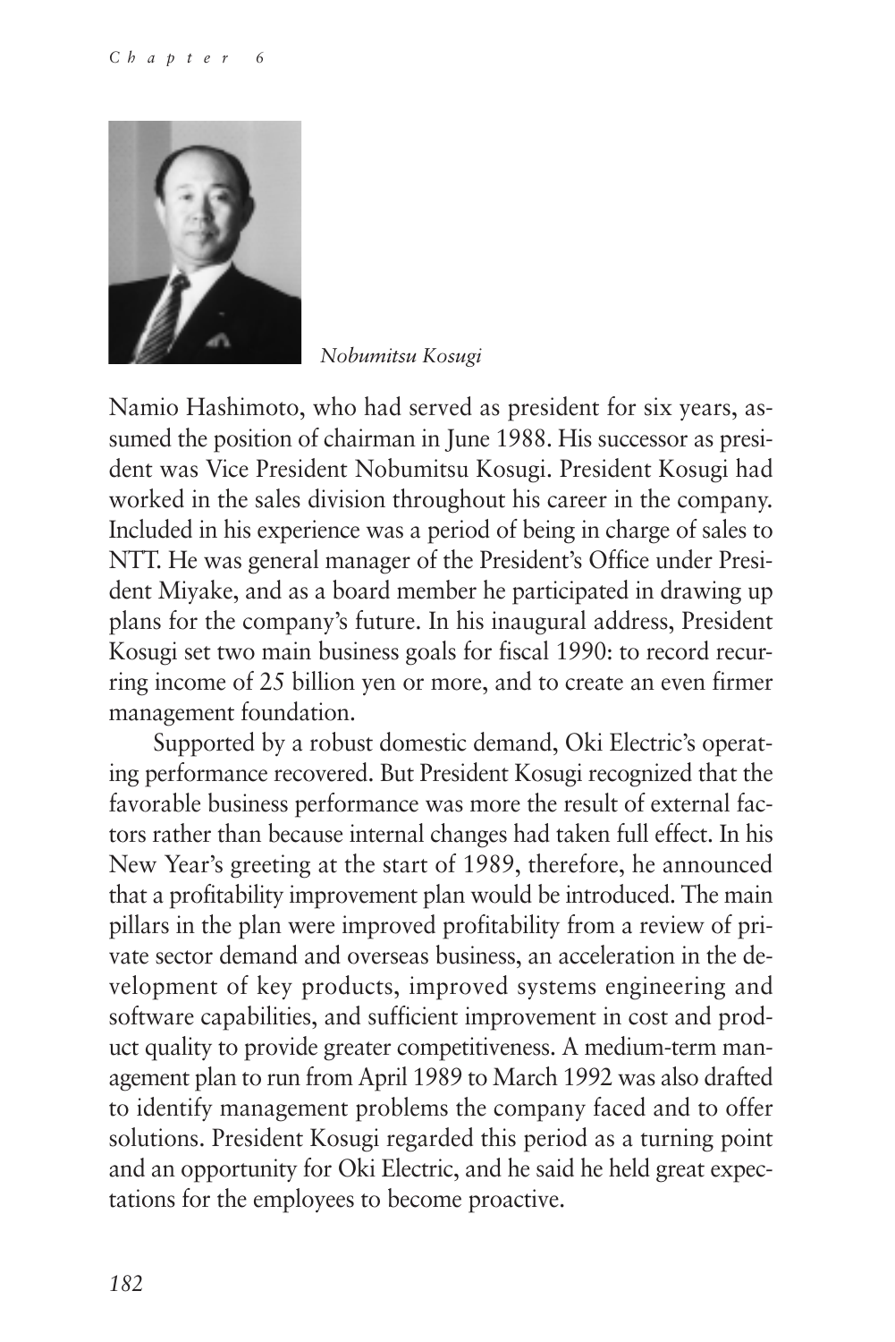*Nobumitsu Kosugi*

Namio Hashimoto, who had served as president for six years, assumed the position of chairman in June 1988. His successor as president was Vice President Nobumitsu Kosugi. President Kosugi had worked in the sales division throughout his career in the company. Included in his experience was a period of being in charge of sales to NTT. He was general manager of the President's Office under President Miyake, and as a board member he participated in drawing up plans for the company's future. In his inaugural address, President Kosugi set two main business goals for fiscal 1990: to record recurring income of 25 billion yen or more, and to create an even firmer management foundation.

Supported by a robust domestic demand, Oki Electric's operating performance recovered. But President Kosugi recognized that the favorable business performance was more the result of external factors rather than because internal changes had taken full effect. In his New Year's greeting at the start of 1989, therefore, he announced that a profitability improvement plan would be introduced. The main pillars in the plan were improved profitability from a review of private sector demand and overseas business, an acceleration in the development of key products, improved systems engineering and software capabilities, and sufficient improvement in cost and product quality to provide greater competitiveness. A medium-term management plan to run from April 1989 to March 1992 was also drafted to identify management problems the company faced and to offer solutions. President Kosugi regarded this period as a turning point and an opportunity for Oki Electric, and he said he held great expectations for the employees to become proactive.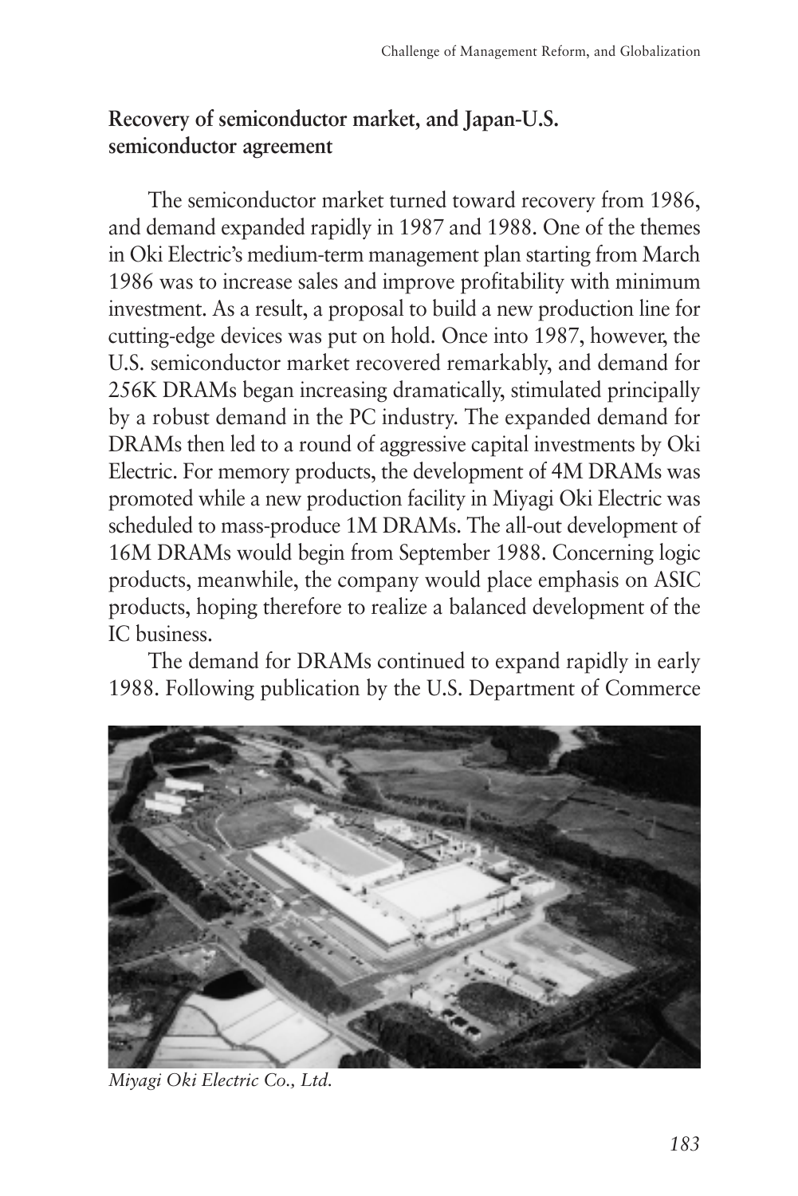## Recovery of semiconductor market, and Japan-U.S. semiconductor agreement

The semiconductor market turned toward recovery from 1986, and demand expanded rapidly in 1987 and 1988. One of the themes in Oki Electric's medium-term management plan starting from March 1986 was to increase sales and improve profitability with minimum investment. As a result, a proposal to build a new production line for cutting-edge devices was put on hold. Once into 1987, however, the U.S. semiconductor market recovered remarkably, and demand for 256K DRAMs began increasing dramatically, stimulated principally by a robust demand in the PC industry. The expanded demand for DRAMs then led to a round of aggressive capital investments by Oki Electric. For memory products, the development of 4M DRAMs was promoted while a new production facility in Miyagi Oki Electric was scheduled to mass-produce 1M DRAMs. The all-out development of 16M DRAMs would begin from September 1988. Concerning logic products, meanwhile, the company would place emphasis on ASIC products, hoping therefore to realize a balanced development of the IC business.

The demand for DRAMs continued to expand rapidly in early 1988. Following publication by the U.S. Department of Commerce

*Miyagi Oki Electric Co., Ltd.*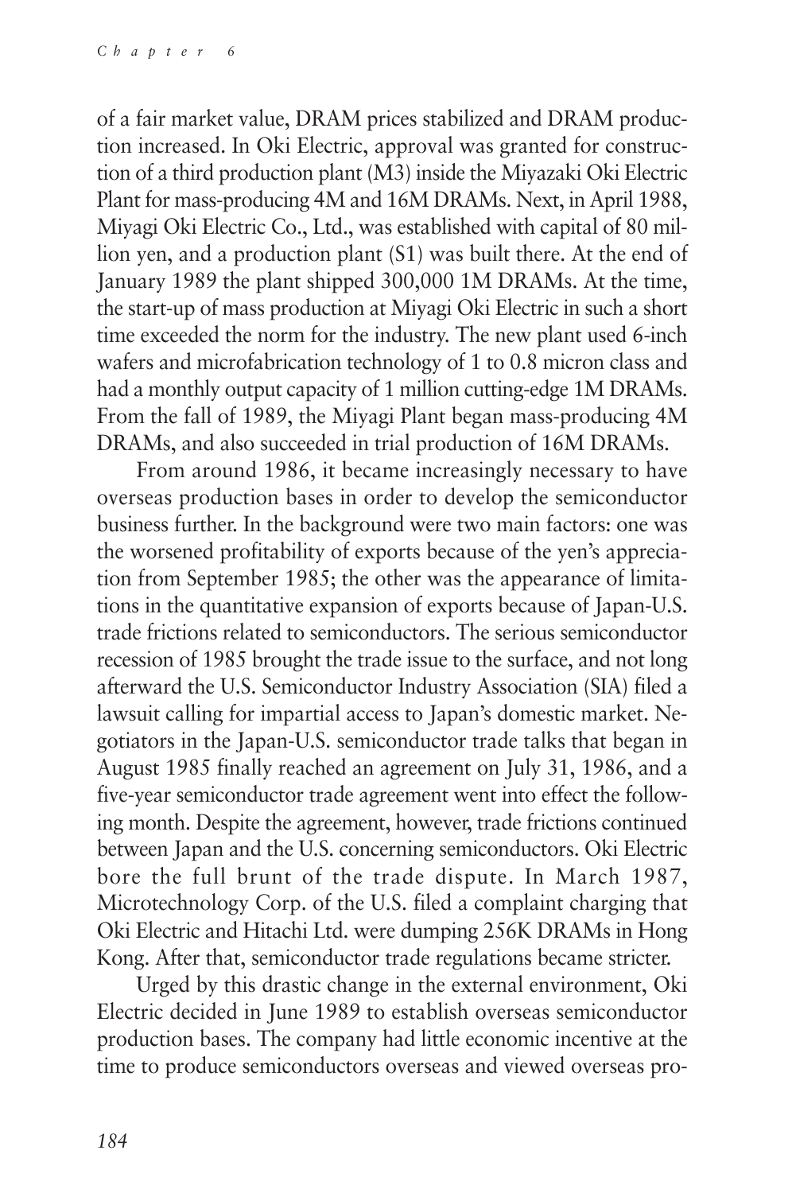of a fair market value, DRAM prices stabilized and DRAM production increased. In Oki Electric, approval was granted for construction of a third production plant (M3) inside the Miyazaki Oki Electric Plant for mass-producing 4M and 16M DRAMs. Next, in April 1988, Miyagi Oki Electric Co., Ltd., was established with capital of 80 million yen, and a production plant (S1) was built there. At the end of January 1989 the plant shipped 300,000 1M DRAMs. At the time, the start-up of mass production at Miyagi Oki Electric in such a short time exceeded the norm for the industry. The new plant used 6-inch wafers and microfabrication technology of 1 to 0.8 micron class and had a monthly output capacity of 1 million cutting-edge 1M DRAMs. From the fall of 1989, the Miyagi Plant began mass-producing 4M DRAMs, and also succeeded in trial production of 16M DRAMs.

From around 1986, it became increasingly necessary to have overseas production bases in order to develop the semiconductor business further. In the background were two main factors: one was the worsened profitability of exports because of the yen's appreciation from September 1985; the other was the appearance of limitations in the quantitative expansion of exports because of Japan-U.S. trade frictions related to semiconductors. The serious semiconductor recession of 1985 brought the trade issue to the surface, and not long afterward the U.S. Semiconductor Industry Association (SIA) filed a lawsuit calling for impartial access to Japan's domestic market. Negotiators in the Japan-U.S. semiconductor trade talks that began in August 1985 finally reached an agreement on July 31, 1986, and a five-year semiconductor trade agreement went into effect the following month. Despite the agreement, however, trade frictions continued between Japan and the U.S. concerning semiconductors. Oki Electric bore the full brunt of the trade dispute. In March 1987, Microtechnology Corp. of the U.S. filed a complaint charging that Oki Electric and Hitachi Ltd. were dumping 256K DRAMs in Hong Kong. After that, semiconductor trade regulations became stricter.

Urged by this drastic change in the external environment, Oki Electric decided in June 1989 to establish overseas semiconductor production bases. The company had little economic incentive at the time to produce semiconductors overseas and viewed overseas pro-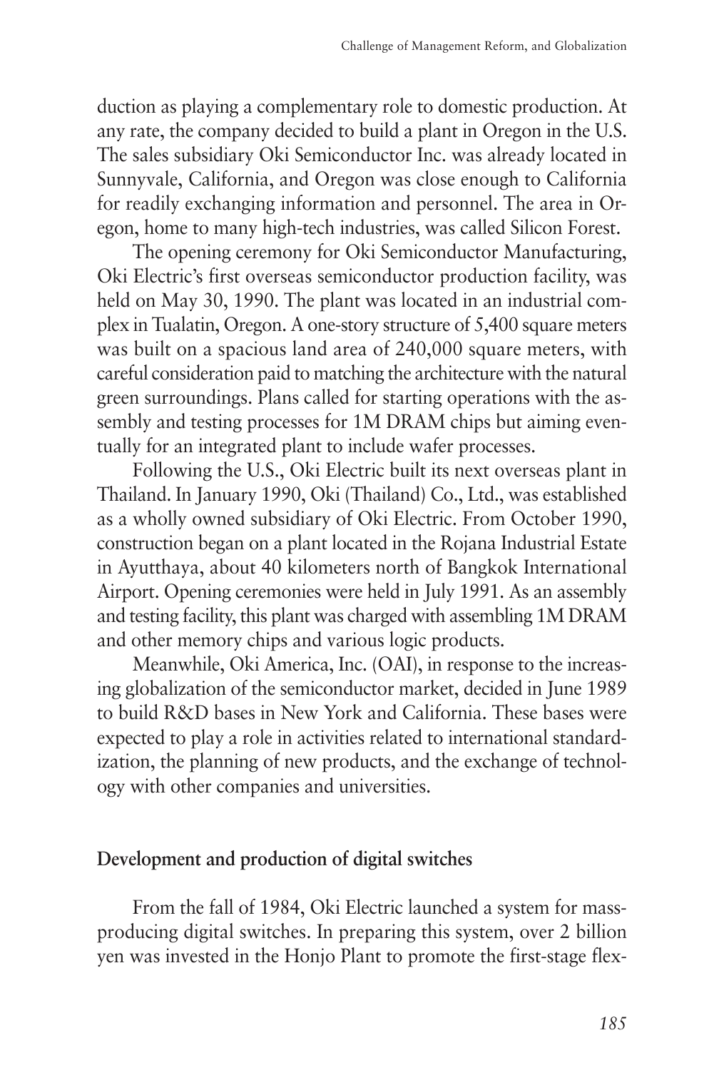duction as playing a complementary role to domestic production. At any rate, the company decided to build a plant in Oregon in the U.S. The sales subsidiary Oki Semiconductor Inc. was already located in Sunnyvale, California, and Oregon was close enough to California for readily exchanging information and personnel. The area in Oregon, home to many high-tech industries, was called Silicon Forest.

The opening ceremony for Oki Semiconductor Manufacturing, Oki Electric's first overseas semiconductor production facility, was held on May 30, 1990. The plant was located in an industrial complex in Tualatin, Oregon. A one-story structure of 5,400 square meters was built on a spacious land area of 240,000 square meters, with careful consideration paid to matching the architecture with the natural green surroundings. Plans called for starting operations with the assembly and testing processes for 1M DRAM chips but aiming eventually for an integrated plant to include wafer processes.

Following the U.S., Oki Electric built its next overseas plant in Thailand. In January 1990, Oki (Thailand) Co., Ltd., was established as a wholly owned subsidiary of Oki Electric. From October 1990, construction began on a plant located in the Rojana Industrial Estate in Ayutthaya, about 40 kilometers north of Bangkok International Airport. Opening ceremonies were held in July 1991. As an assembly and testing facility, this plant was charged with assembling 1M DRAM and other memory chips and various logic products.

Meanwhile, Oki America, Inc. (OAI), in response to the increasing globalization of the semiconductor market, decided in June 1989 to build R&D bases in New York and California. These bases were expected to play a role in activities related to international standardization, the planning of new products, and the exchange of technology with other companies and universities.

### Development and production of digital switches

From the fall of 1984, Oki Electric launched a system for mass-producing digital switches. In preparing this system, over 2 billion yen was invested in the Honjo Plant to promote the first-stage flex-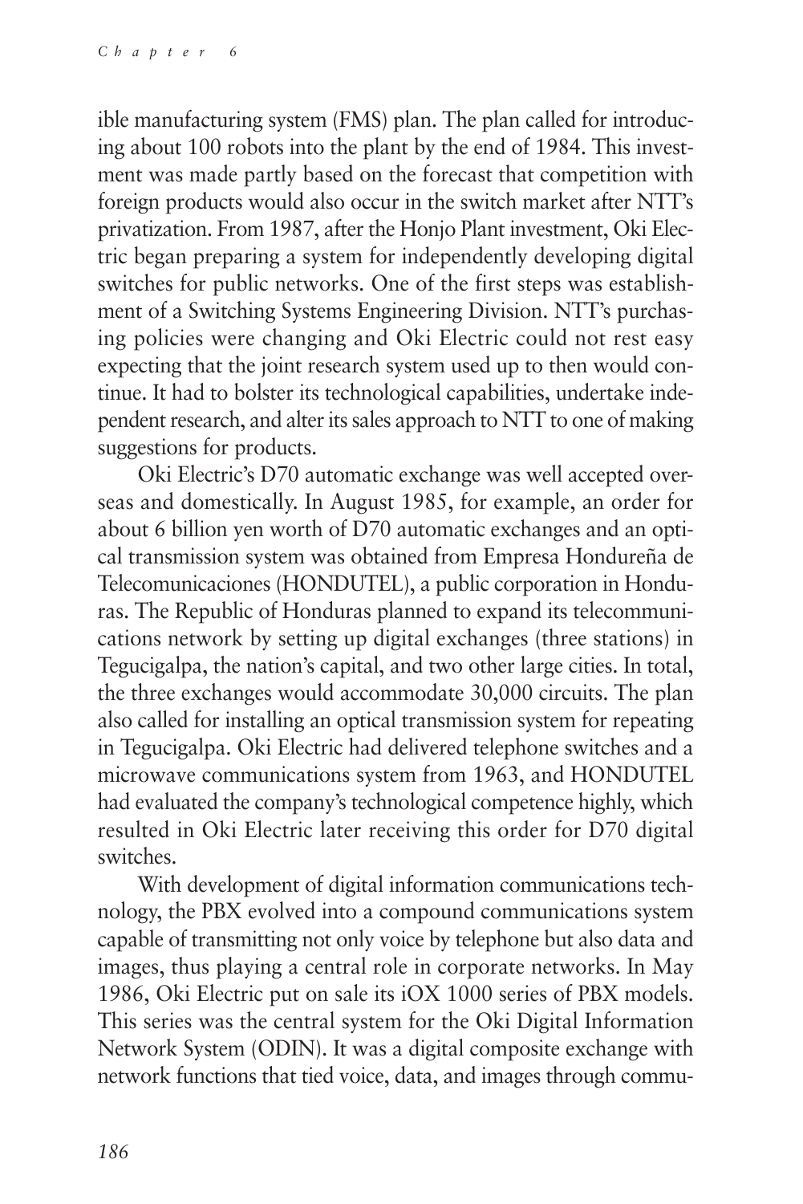ible manufacturing system (FMS) plan. The plan called for introducing about 100 robots into the plant by the end of 1984. This investment was made partly based on the forecast that competition with foreign products would also occur in the switch market after NTT's privatization. From 1987, after the Honjo Plant investment, Oki Electric began preparing a system for independently developing digital switches for public networks. One of the first steps was establishment of a Switching Systems Engineering Division. NTT's purchasing policies were changing and Oki Electric could not rest easy expecting that the joint research system used up to then would continue. It had to bolster its technological capabilities, undertake independent research, and alter its sales approach to NTT to one of making suggestions for products.

Oki Electric's D70 automatic exchange was well accepted overseas and domestically. In August 1985, for example, an order for about 6 billion yen worth of D70 automatic exchanges and an optical transmission system was obtained from Empresa Hondureña de Telecomunicaciones (HONDUTEL), a public corporation in Honduras. The Republic of Honduras planned to expand its telecommunications network by setting up digital exchanges (three stations) in Tegucigalpa, the nation's capital, and two other large cities. In total, the three exchanges would accommodate 30,000 circuits. The plan also called for installing an optical transmission system for repeating in Tegucigalpa. Oki Electric had delivered telephone switches and a microwave communications system from 1963, and HONDUTEL had evaluated the company's technological competence highly, which resulted in Oki Electric later receiving this order for D70 digital switches.

With development of digital information communications technology, the PBX evolved into a compound communications system capable of transmitting not only voice by telephone but also data and images, thus playing a central role in corporate networks. In May 1986, Oki Electric put on sale its iOX 1000 series of PBX models. This series was the central system for the Oki Digital Information Network System (ODIN). It was a digital composite exchange with network functions that tied voice, data, and images through commu-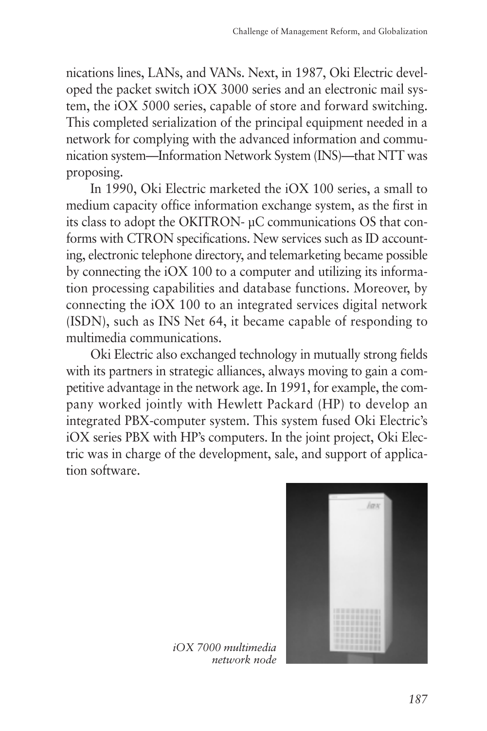nications lines, LANs, and VANs. Next, in 1987, Oki Electric developed the packet switch iOX 3000 series and an electronic mail system, the iOX 5000 series, capable of store and forward switching. This completed serialization of the principal equipment needed in a network for complying with the advanced information and communication system—Information Network System (INS)—that NTT was proposing.

In 1990, Oki Electric marketed the iOX 100 series, a small to medium capacity office information exchange system, as the first in its class to adopt the OKITRON- µC communications OS that conforms with CTRON specifications. New services such as ID accounting, electronic telephone directory, and telemarketing became possible by connecting the iOX 100 to a computer and utilizing its information processing capabilities and database functions. Moreover, by connecting the iOX 100 to an integrated services digital network (ISDN), such as INS Net 64, it became capable of responding to multimedia communications.

Oki Electric also exchanged technology in mutually strong fields with its partners in strategic alliances, always moving to gain a competitive advantage in the network age. In 1991, for example, the company worked jointly with Hewlett Packard (HP) to develop an integrated PBX-computer system. This system fused Oki Electric's iOX series PBX with HP's computers. In the joint project, Oki Electric was in charge of the development, sale, and support of application software.

*iOX 7000 multimedia network node*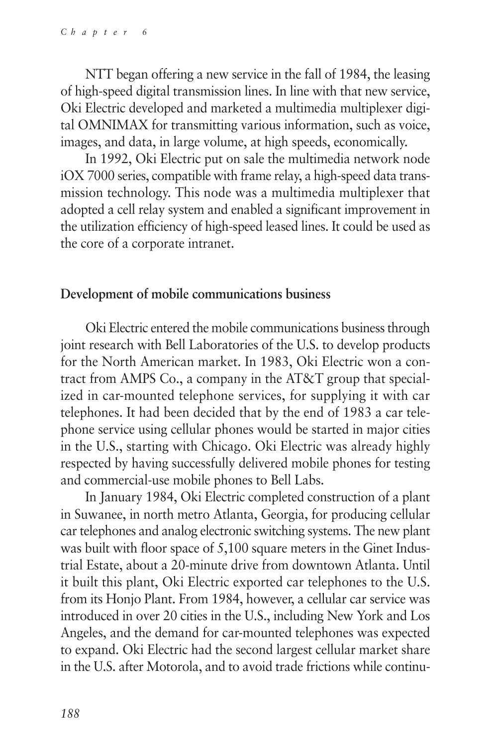NTT began offering a new service in the fall of 1984, the leasing of high-speed digital transmission lines. In line with that new service, Oki Electric developed and marketed a multimedia multiplexer digital OMNIMAX for transmitting various information, such as voice, images, and data, in large volume, at high speeds, economically.

In 1992, Oki Electric put on sale the multimedia network node iOX 7000 series, compatible with frame relay, a high-speed data transmission technology. This node was a multimedia multiplexer that adopted a cell relay system and enabled a significant improvement in the utilization efficiency of high-speed leased lines. It could be used as the core of a corporate intranet.

### Development of mobile communications business

Oki Electric entered the mobile communications business through joint research with Bell Laboratories of the U.S. to develop products for the North American market. In 1983, Oki Electric won a contract from AMPS Co., a company in the AT&T group that specialized in car-mounted telephone services, for supplying it with car telephones. It had been decided that by the end of 1983 a car telephone service using cellular phones would be started in major cities in the U.S., starting with Chicago. Oki Electric was already highly respected by having successfully delivered mobile phones for testing and commercial-use mobile phones to Bell Labs.

In January 1984, Oki Electric completed construction of a plant in Suwanee, in north metro Atlanta, Georgia, for producing cellular car telephones and analog electronic switching systems. The new plant was built with floor space of 5,100 square meters in the Ginet Industrial Estate, about a 20-minute drive from downtown Atlanta. Until it built this plant, Oki Electric exported car telephones to the U.S. from its Honjo Plant. From 1984, however, a cellular car service was introduced in over 20 cities in the U.S., including New York and Los Angeles, and the demand for car-mounted telephones was expected to expand. Oki Electric had the second largest cellular market share in the U.S. after Motorola, and to avoid trade frictions while continu-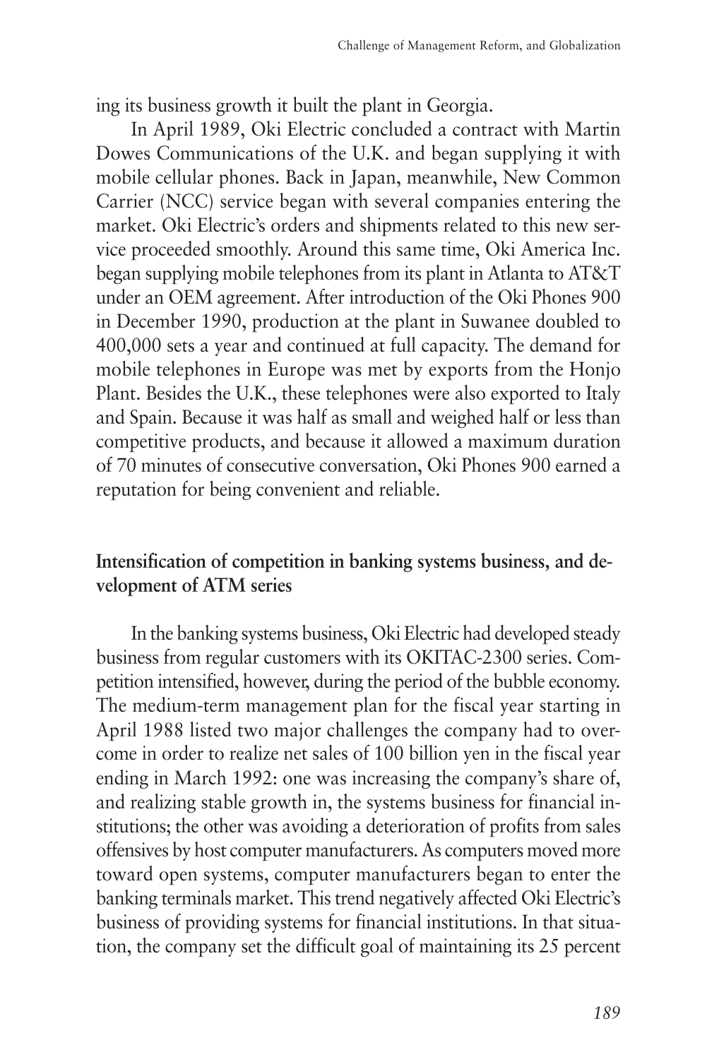ing its business growth it built the plant in Georgia.

In April 1989, Oki Electric concluded a contract with Martin Dowes Communications of the U.K. and began supplying it with mobile cellular phones. Back in Japan, meanwhile, New Common Carrier (NCC) service began with several companies entering the market. Oki Electric's orders and shipments related to this new service proceeded smoothly. Around this same time, Oki America Inc. began supplying mobile telephones from its plant in Atlanta to AT&T under an OEM agreement. After introduction of the Oki Phones 900 in December 1990, production at the plant in Suwanee doubled to 400,000 sets a year and continued at full capacity. The demand for mobile telephones in Europe was met by exports from the Honjo Plant. Besides the U.K., these telephones were also exported to Italy and Spain. Because it was half as small and weighed half or less than competitive products, and because it allowed a maximum duration of 70 minutes of consecutive conversation, Oki Phones 900 earned a reputation for being convenient and reliable.

### Intensification of competition in banking systems business, and development of ATM series

In the banking systems business, Oki Electric had developed steady business from regular customers with its OKITAC-2300 series. Competition intensified, however, during the period of the bubble economy. The medium-term management plan for the fiscal year starting in April 1988 listed two major challenges the company had to overcome in order to realize net sales of 100 billion yen in the fiscal year ending in March 1992: one was increasing the company's share of, and realizing stable growth in, the systems business for financial institutions; the other was avoiding a deterioration of profits from sales offensives by host computer manufacturers. As computers moved more toward open systems, computer manufacturers began to enter the banking terminals market. This trend negatively affected Oki Electric's business of providing systems for financial institutions. In that situation, the company set the difficult goal of maintaining its 25 percent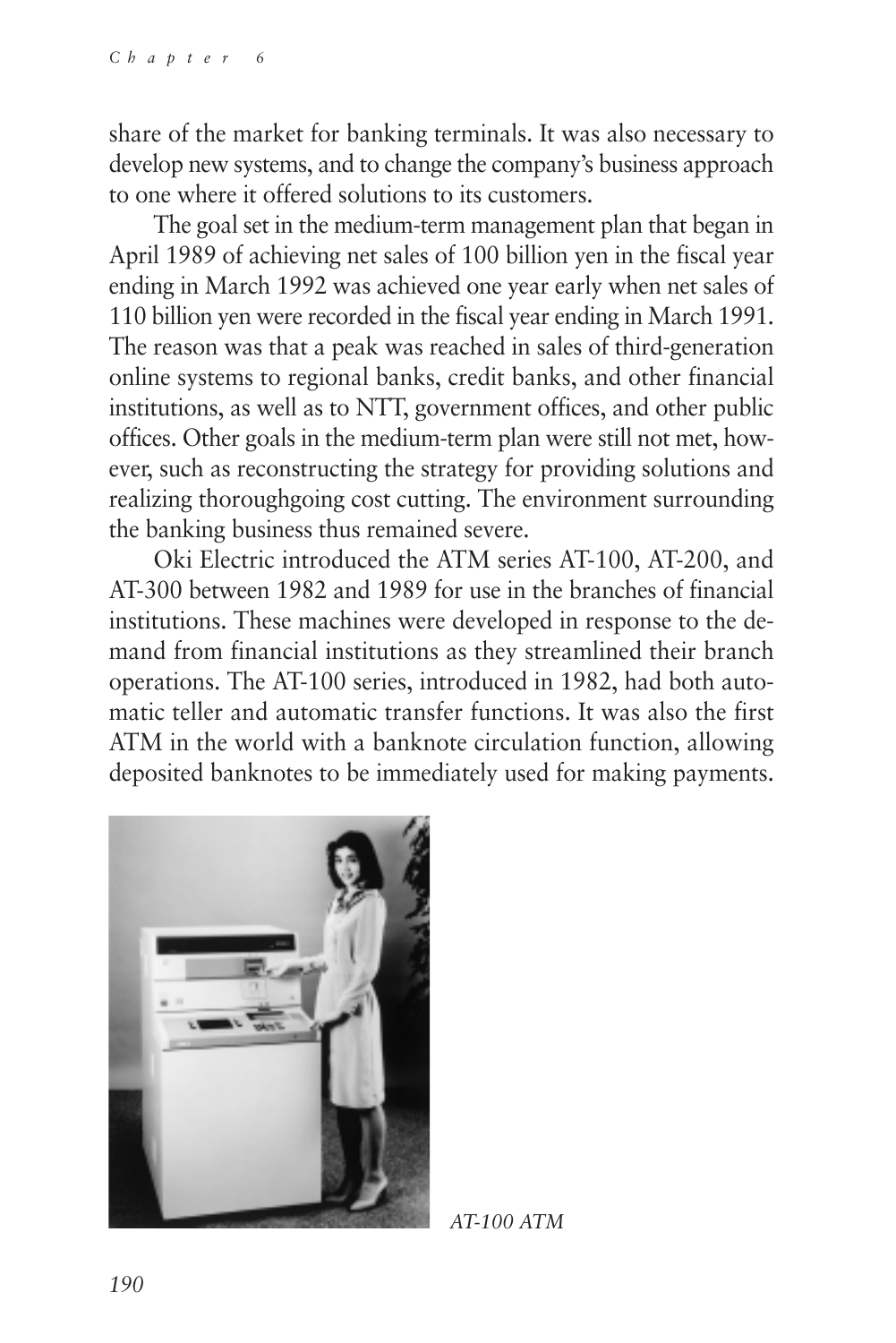share of the market for banking terminals. It was also necessary to develop new systems, and to change the company's business approach to one where it offered solutions to its customers.

The goal set in the medium-term management plan that began in April 1989 of achieving net sales of 100 billion yen in the fiscal year ending in March 1992 was achieved one year early when net sales of 110 billion yen were recorded in the fiscal year ending in March 1991. The reason was that a peak was reached in sales of third-generation online systems to regional banks, credit banks, and other financial institutions, as well as to NTT, government offices, and other public offices. Other goals in the medium-term plan were still not met, however, such as reconstructing the strategy for providing solutions and realizing thoroughgoing cost cutting. The environment surrounding the banking business thus remained severe.

Oki Electric introduced the ATM series AT-100, AT-200, and AT-300 between 1982 and 1989 for use in the branches of financial institutions. These machines were developed in response to the demand from financial institutions as they streamlined their branch operations. The AT-100 series, introduced in 1982, had both automatic teller and automatic transfer functions. It was also the first ATM in the world with a banknote circulation function, allowing deposited banknotes to be immediately used for making payments.

*AT-100 ATM*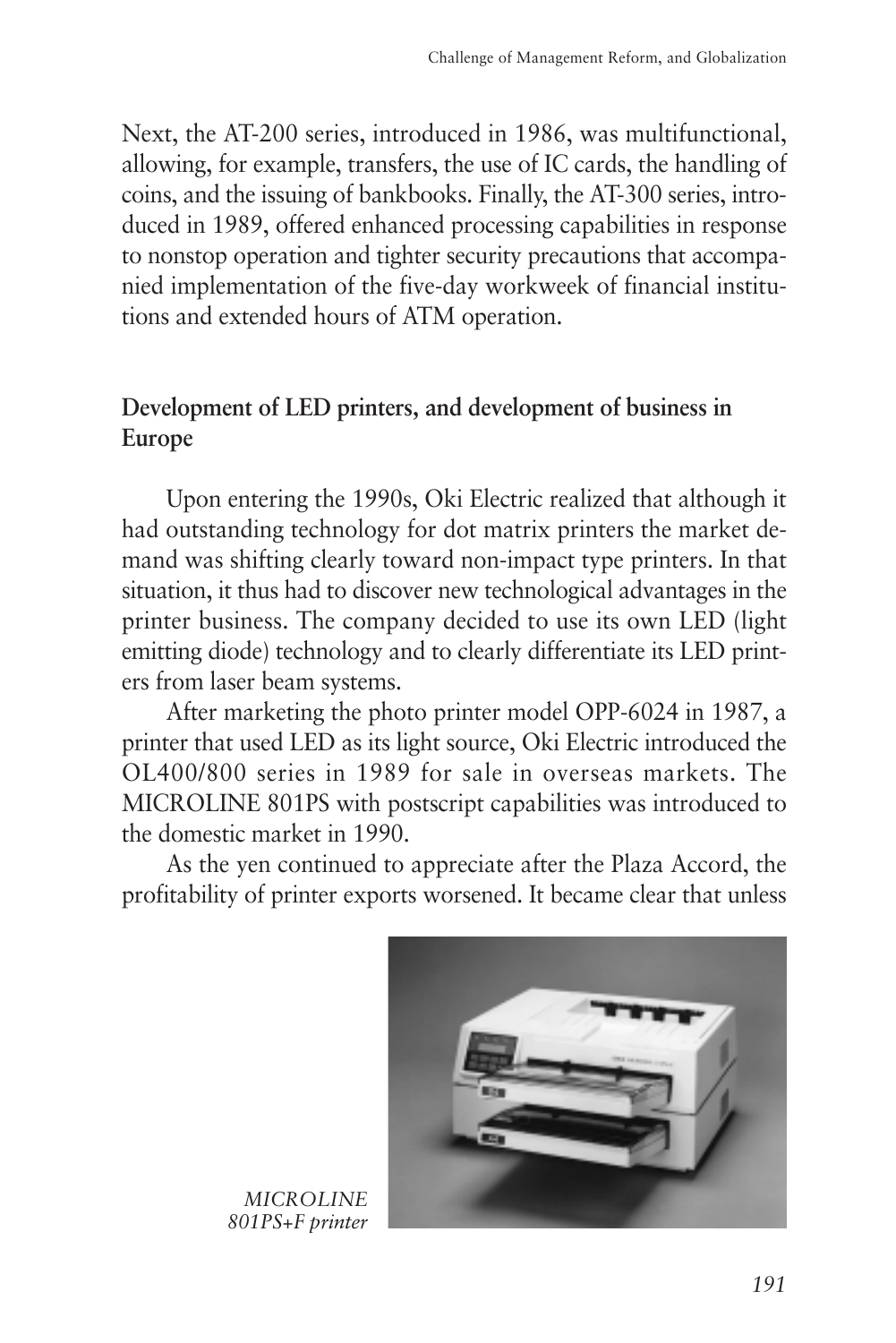Next, the AT-200 series, introduced in 1986, was multifunctional, allowing, for example, transfers, the use of IC cards, the handling of coins, and the issuing of bankbooks. Finally, the AT-300 series, introduced in 1989, offered enhanced processing capabilities in response to nonstop operation and tighter security precautions that accompanied implementation of the five-day workweek of financial institutions and extended hours of ATM operation.

## Development of LED printers, and development of business in Europe

Upon entering the 1990s, Oki Electric realized that although it had outstanding technology for dot matrix printers the market demand was shifting clearly toward non-impact type printers. In that situation, it thus had to discover new technological advantages in the printer business. The company decided to use its own LED (light emitting diode) technology and to clearly differentiate its LED printers from laser beam systems.

After marketing the photo printer model OPP-6024 in 1987, a printer that used LED as its light source, Oki Electric introduced the OL400/800 series in 1989 for sale in overseas markets. The MICROLINE 801PS with postscript capabilities was introduced to the domestic market in 1990.

As the yen continued to appreciate after the Plaza Accord, the profitability of printer exports worsened. It became clear that unless

*MICROLINE 801PS+F printer*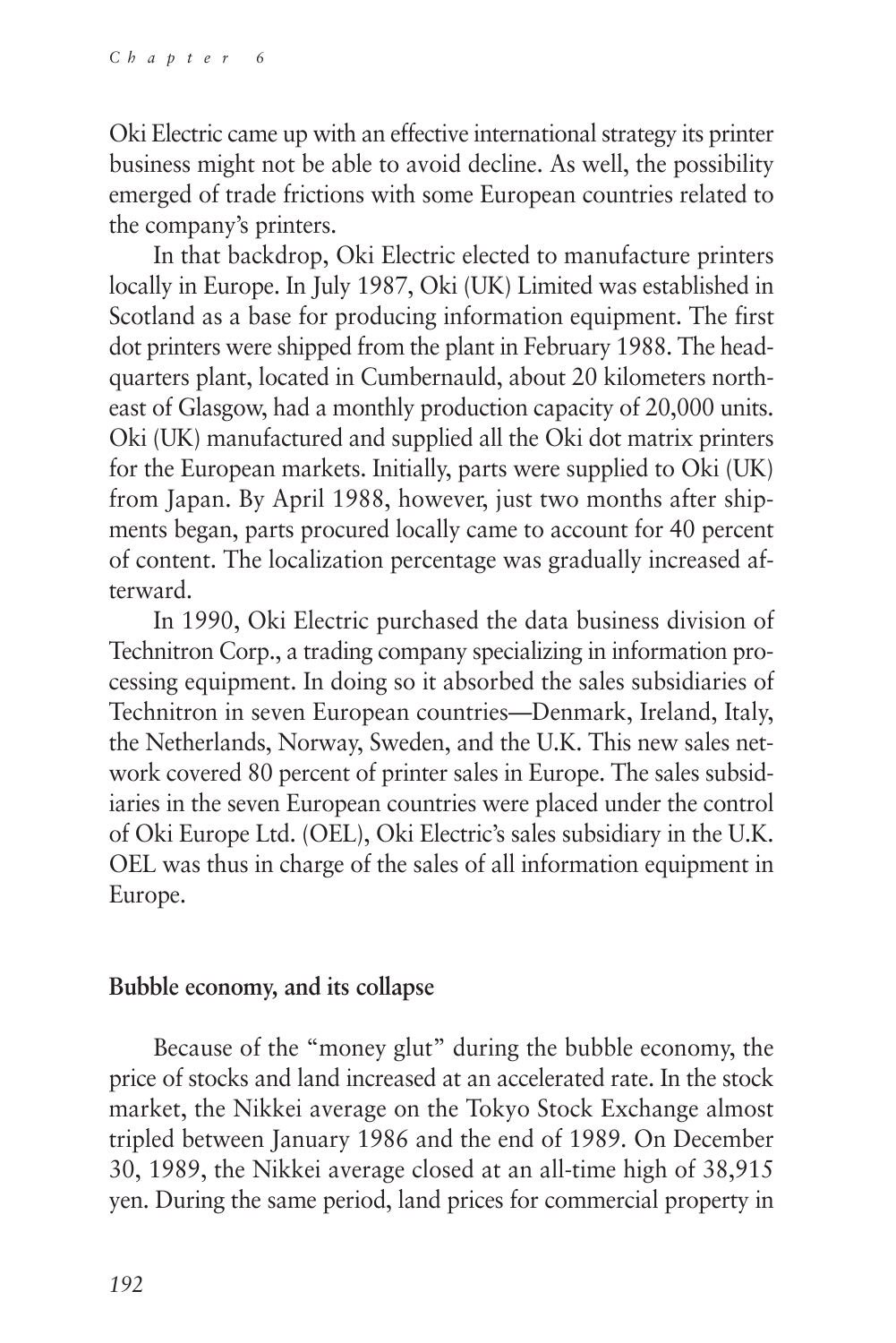Oki Electric came up with an effective international strategy its printer business might not be able to avoid decline. As well, the possibility emerged of trade frictions with some European countries related to the company's printers.

In that backdrop, Oki Electric elected to manufacture printers locally in Europe. In July 1987, Oki (UK) Limited was established in Scotland as a base for producing information equipment. The first dot printers were shipped from the plant in February 1988. The headquarters plant, located in Cumbernauld, about 20 kilometers northeast of Glasgow, had a monthly production capacity of 20,000 units. Oki (UK) manufactured and supplied all the Oki dot matrix printers for the European markets. Initially, parts were supplied to Oki (UK) from Japan. By April 1988, however, just two months after shipments began, parts procured locally came to account for 40 percent of content. The localization percentage was gradually increased afterward.

In 1990, Oki Electric purchased the data business division of Technitron Corp., a trading company specializing in information processing equipment. In doing so it absorbed the sales subsidiaries of Technitron in seven European countries—Denmark, Ireland, Italy, the Netherlands, Norway, Sweden, and the U.K. This new sales network covered 80 percent of printer sales in Europe. The sales subsidiaries in the seven European countries were placed under the control of Oki Europe Ltd. (OEL), Oki Electric's sales subsidiary in the U.K. OEL was thus in charge of the sales of all information equipment in Europe.

**Bubble economy, and its collapse**

Because of the "money glut" during the bubble economy, the price of stocks and land increased at an accelerated rate. In the stock market, the Nikkei average on the Tokyo Stock Exchange almost tripled between January 1986 and the end of 1989. On December 30, 1989, the Nikkei average closed at an all-time high of 38,915 yen. During the same period, land prices for commercial property in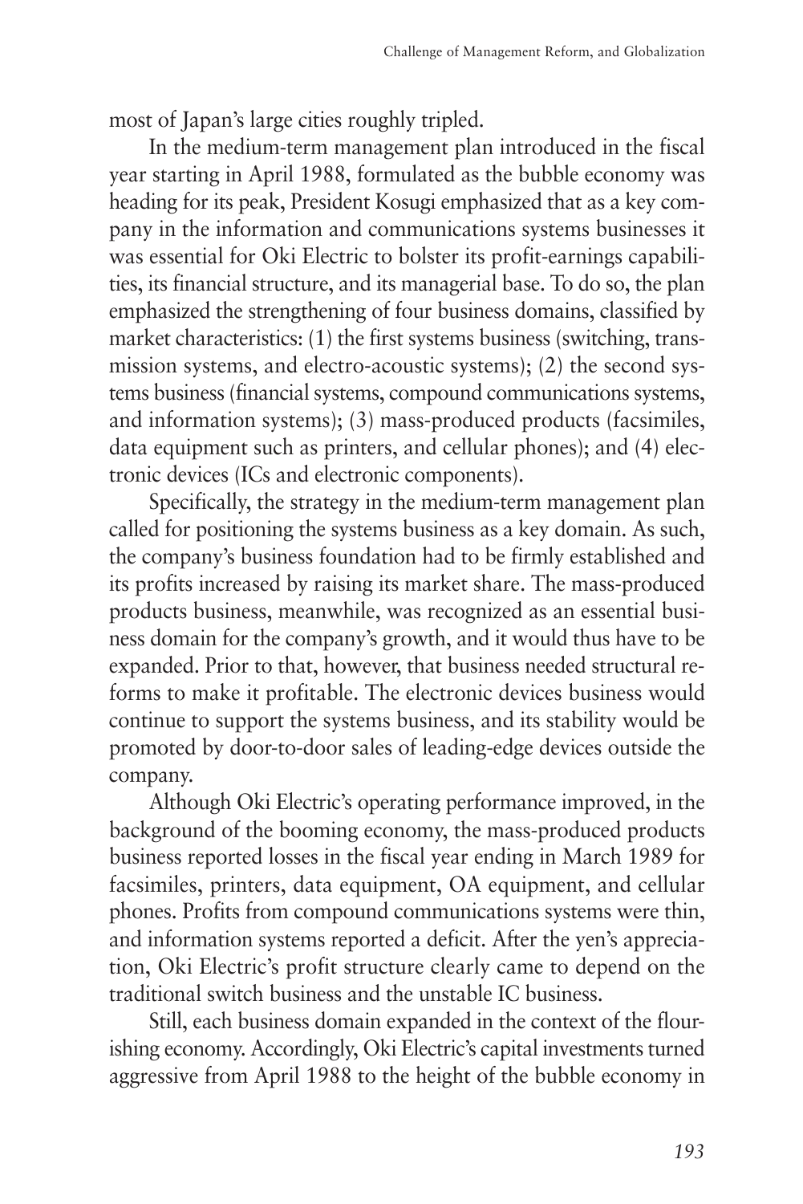most of Japan's large cities roughly tripled.

In the medium-term management plan introduced in the fiscal year starting in April 1988, formulated as the bubble economy was heading for its peak, President Kosugi emphasized that as a key company in the information and communications systems businesses it was essential for Oki Electric to bolster its profit-earnings capabilities, its financial structure, and its managerial base. To do so, the plan emphasized the strengthening of four business domains, classified by market characteristics: (1) the first systems business (switching, transmission systems, and electro-acoustic systems); (2) the second systems business (financial systems, compound communications systems, and information systems); (3) mass-produced products (facsimiles, data equipment such as printers, and cellular phones); and (4) electronic devices (ICs and electronic components).

Specifically, the strategy in the medium-term management plan called for positioning the systems business as a key domain. As such, the company's business foundation had to be firmly established and its profits increased by raising its market share. The mass-produced products business, meanwhile, was recognized as an essential business domain for the company's growth, and it would thus have to be expanded. Prior to that, however, that business needed structural reforms to make it profitable. The electronic devices business would continue to support the systems business, and its stability would be promoted by door-to-door sales of leading-edge devices outside the company.

Although Oki Electric's operating performance improved, in the background of the booming economy, the mass-produced products business reported losses in the fiscal year ending in March 1989 for facsimiles, printers, data equipment, OA equipment, and cellular phones. Profits from compound communications systems were thin, and information systems reported a deficit. After the yen's appreciation, Oki Electric's profit structure clearly came to depend on the traditional switch business and the unstable IC business.

Still, each business domain expanded in the context of the flourishing economy. Accordingly, Oki Electric's capital investments turned aggressive from April 1988 to the height of the bubble economy in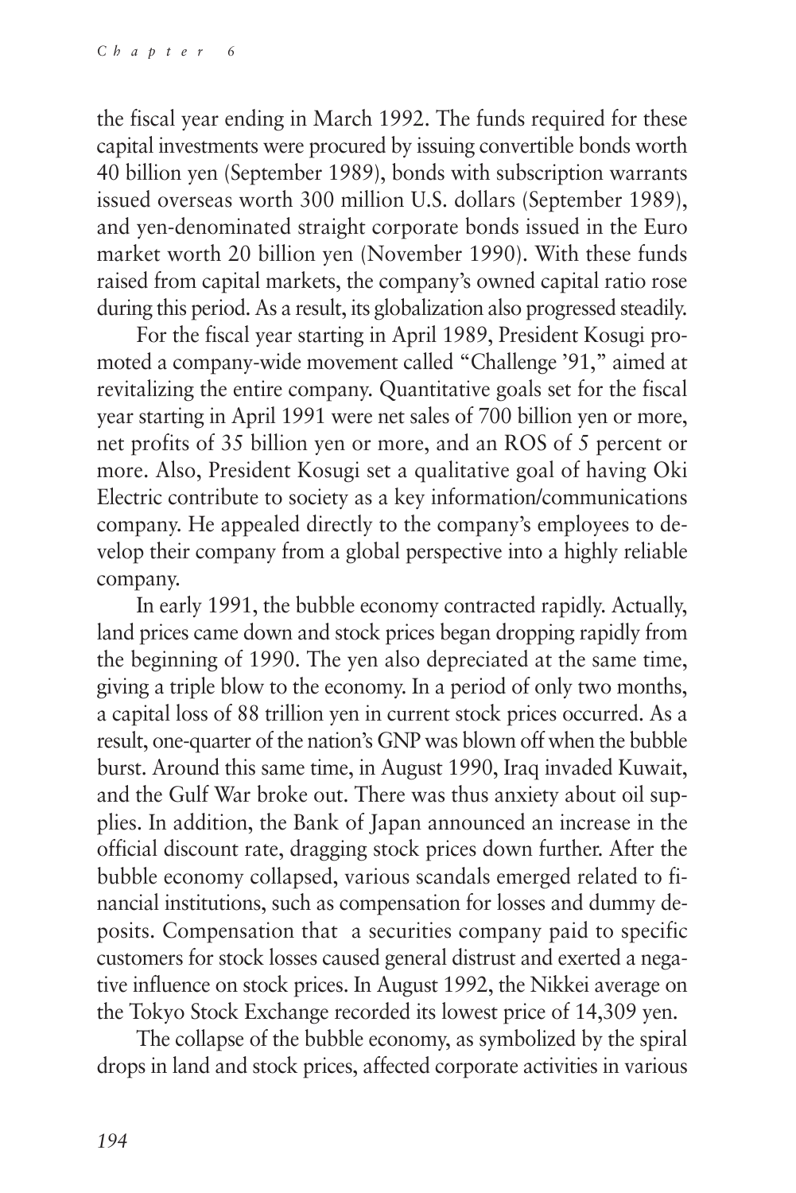the fiscal year ending in March 1992. The funds required for these capital investments were procured by issuing convertible bonds worth 40 billion yen (September 1989), bonds with subscription warrants issued overseas worth 300 million U.S. dollars (September 1989), and yen-denominated straight corporate bonds issued in the Euro market worth 20 billion yen (November 1990). With these funds raised from capital markets, the company's owned capital ratio rose during this period. As a result, its globalization also progressed steadily.

For the fiscal year starting in April 1989, President Kosugi promoted a company-wide movement called "Challenge '91," aimed at revitalizing the entire company. Quantitative goals set for the fiscal year starting in April 1991 were net sales of 700 billion yen or more, net profits of 35 billion yen or more, and an ROS of 5 percent or more. Also, President Kosugi set a qualitative goal of having Oki Electric contribute to society as a key information/communications company. He appealed directly to the company's employees to develop their company from a global perspective into a highly reliable company.

In early 1991, the bubble economy contracted rapidly. Actually, land prices came down and stock prices began dropping rapidly from the beginning of 1990. The yen also depreciated at the same time, giving a triple blow to the economy. In a period of only two months, a capital loss of 88 trillion yen in current stock prices occurred. As a result, one-quarter of the nation's GNP was blown off when the bubble burst. Around this same time, in August 1990, Iraq invaded Kuwait, and the Gulf War broke out. There was thus anxiety about oil supplies. In addition, the Bank of Japan announced an increase in the official discount rate, dragging stock prices down further. After the bubble economy collapsed, various scandals emerged related to financial institutions, such as compensation for losses and dummy deposits. Compensation that a securities company paid to specific customers for stock losses caused general distrust and exerted a negative influence on stock prices. In August 1992, the Nikkei average on the Tokyo Stock Exchange recorded its lowest price of 14,309 yen.

The collapse of the bubble economy, as symbolized by the spiral drops in land and stock prices, affected corporate activities in various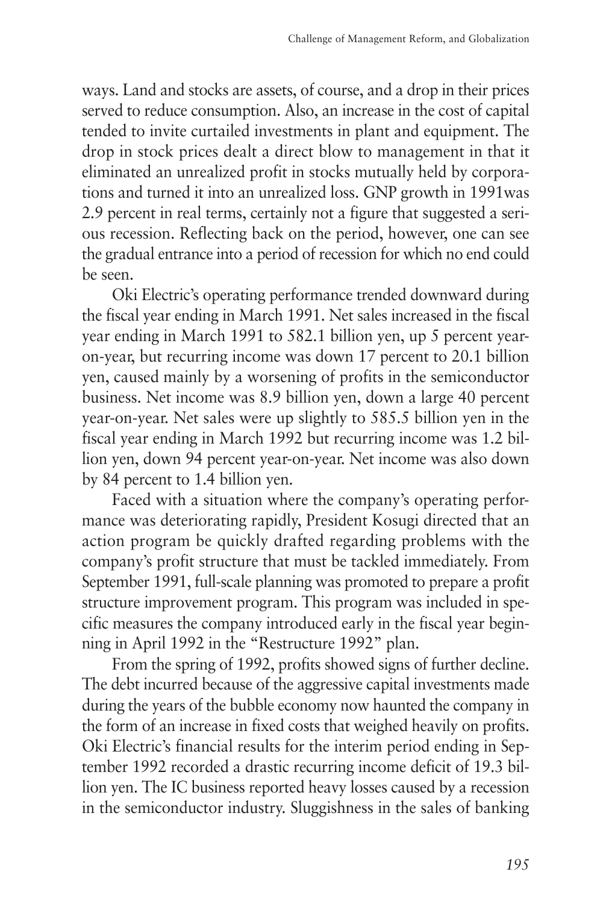ways. Land and stocks are assets, of course, and a drop in their prices served to reduce consumption. Also, an increase in the cost of capital tended to invite curtailed investments in plant and equipment. The drop in stock prices dealt a direct blow to management in that it eliminated an unrealized profit in stocks mutually held by corporations and turned it into an unrealized loss. GNP growth in 1991was 2.9 percent in real terms, certainly not a figure that suggested a serious recession. Reflecting back on the period, however, one can see the gradual entrance into a period of recession for which no end could be seen.

Oki Electric's operating performance trended downward during the fiscal year ending in March 1991. Net sales increased in the fiscal year ending in March 1991 to 582.1 billion yen, up 5 percent year-on-year, but recurring income was down 17 percent to 20.1 billion yen, caused mainly by a worsening of profits in the semiconductor business. Net income was 8.9 billion yen, down a large 40 percent year-on-year. Net sales were up slightly to 585.5 billion yen in the fiscal year ending in March 1992 but recurring income was 1.2 billion yen, down 94 percent year-on-year. Net income was also down by 84 percent to 1.4 billion yen.

Faced with a situation where the company's operating performance was deteriorating rapidly, President Kosugi directed that an action program be quickly drafted regarding problems with the company's profit structure that must be tackled immediately. From September 1991, full-scale planning was promoted to prepare a profit structure improvement program. This program was included in specific measures the company introduced early in the fiscal year beginning in April 1992 in the "Restructure 1992" plan.

From the spring of 1992, profits showed signs of further decline. The debt incurred because of the aggressive capital investments made during the years of the bubble economy now haunted the company in the form of an increase in fixed costs that weighed heavily on profits. Oki Electric's financial results for the interim period ending in September 1992 recorded a drastic recurring income deficit of 19.3 billion yen. The IC business reported heavy losses caused by a recession in the semiconductor industry. Sluggishness in the sales of banking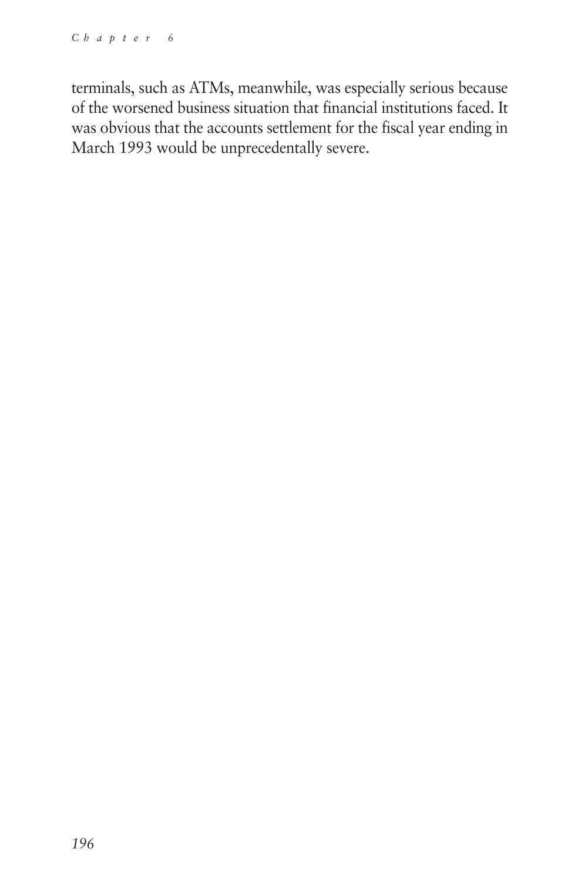terminals, such as ATMs, meanwhile, was especially serious because of the worsened business situation that financial institutions faced. It was obvious that the accounts settlement for the fiscal year ending in March 1993 would be unprecedentally severe.